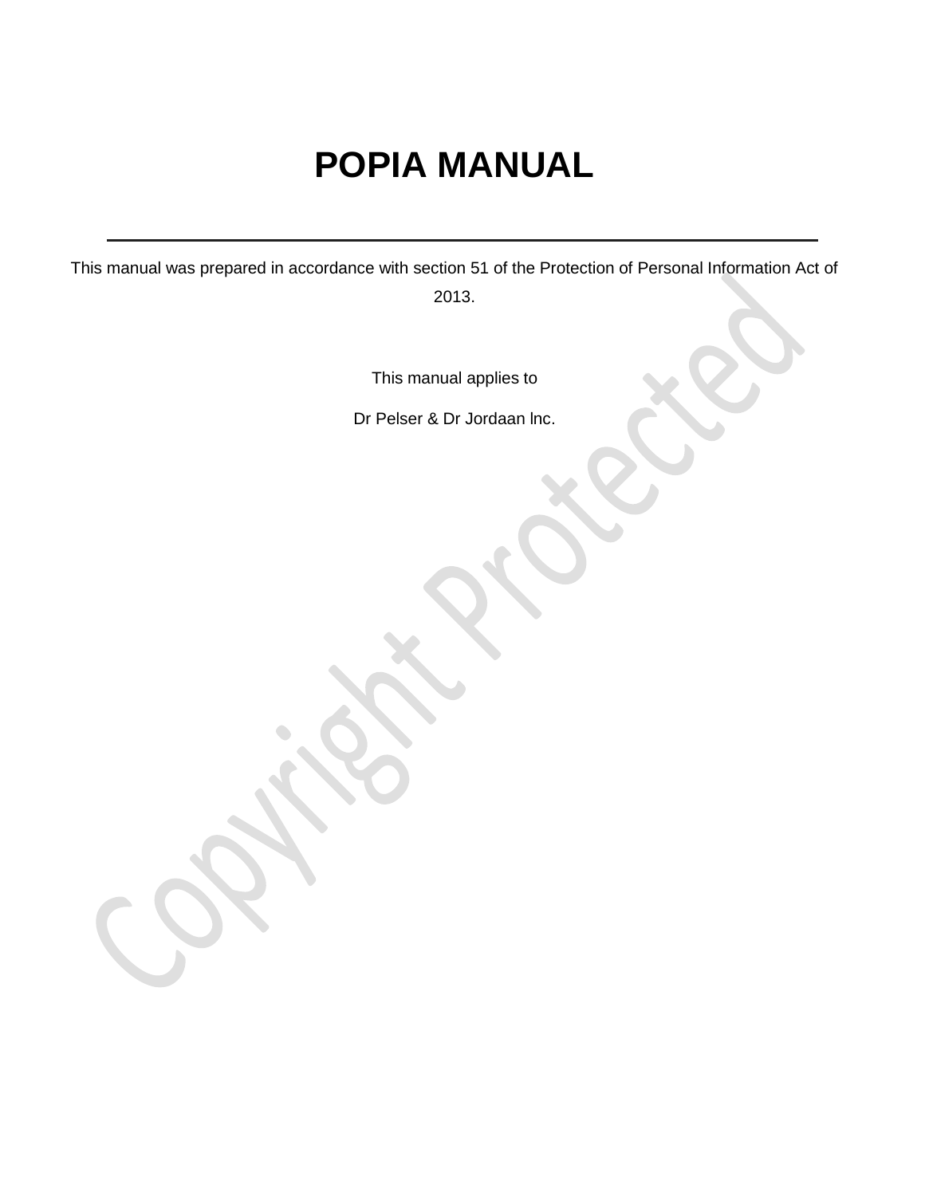# POPIA MANUAL

---

This manual was prepared in accordance with section 51 of the Protection of Personal Information Act of 2013.

This manual applies to

Dr Pelser & Dr Jordaan Inc.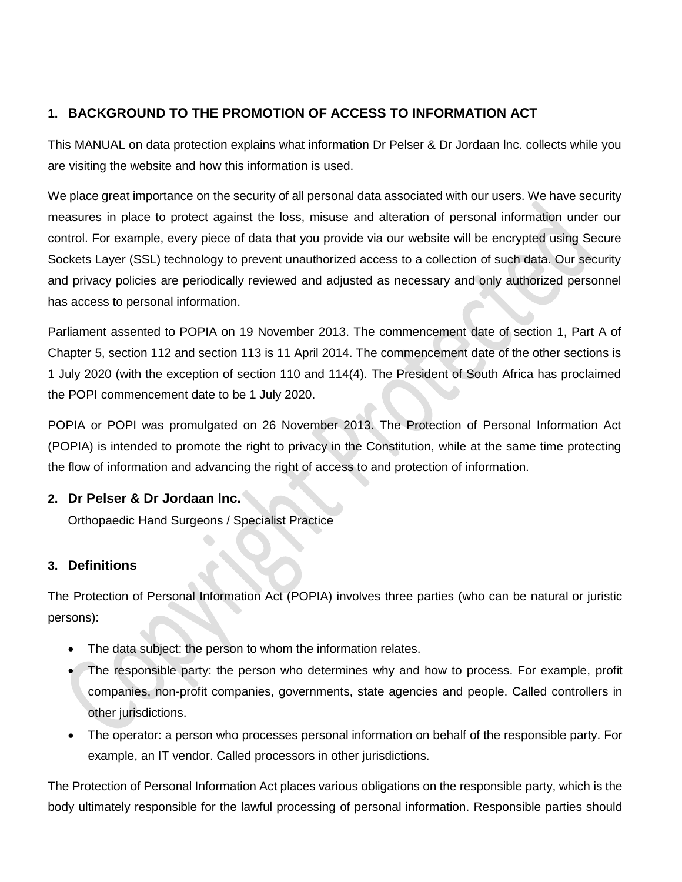## 1. BACKGROUND TO THE PROMOTION OF ACCESS TO INFORMATION ACT

This MANUAL on data protection explains what information Dr Pelser & Dr Jordaan lnc. collects while you are visiting the website and how this information is used.

We place great importance on the security of all personal data associated with our users. We have security measures in place to protect against the loss, misuse and alteration of personal information under our control. For example, every piece of data that you provide via our website will be encrypted using Secure Sockets Layer (SSL) technology to prevent unauthorized access to a collection of such data. Our security and privacy policies are periodically reviewed and adjusted as necessary and only authorized personnel has access to personal information.

Parliament assented to POPIA on 19 November 2013. The commencement date of section 1, Part A of Chapter 5, section 112 and section 113 is 11 April 2014. The commencement date of the other sections is 1 July 2020 (with the exception of section 110 and 114(4). The President of South Africa has proclaimed the POPI commencement date to be 1 July 2020.

POPIA or POPI was promulgated on 26 November 2013. The Protection of Personal Information Act (POPIA) is intended to promote the right to privacy in the Constitution, while at the same time protecting the flow of information and advancing the right of access to and protection of information.

## 2. Dr Pelser & Dr Jordaan lnc.

Orthopaedic Hand Surgeons / Specialist Practice

## 3. Definitions

The Protection of Personal Information Act (POPIA) involves three parties (who can be natural or juristic persons):

- The data subject: the person to whom the information relates.
- The responsible party: the person who determines why and how to process. For example, profit companies, non-profit companies, governments, state agencies and people. Called controllers in other jurisdictions.
- The operator: a person who processes personal information on behalf of the responsible party. For example, an IT vendor. Called processors in other jurisdictions.

The Protection of Personal Information Act places various obligations on the responsible party, which is the body ultimately responsible for the lawful processing of personal information. Responsible parties should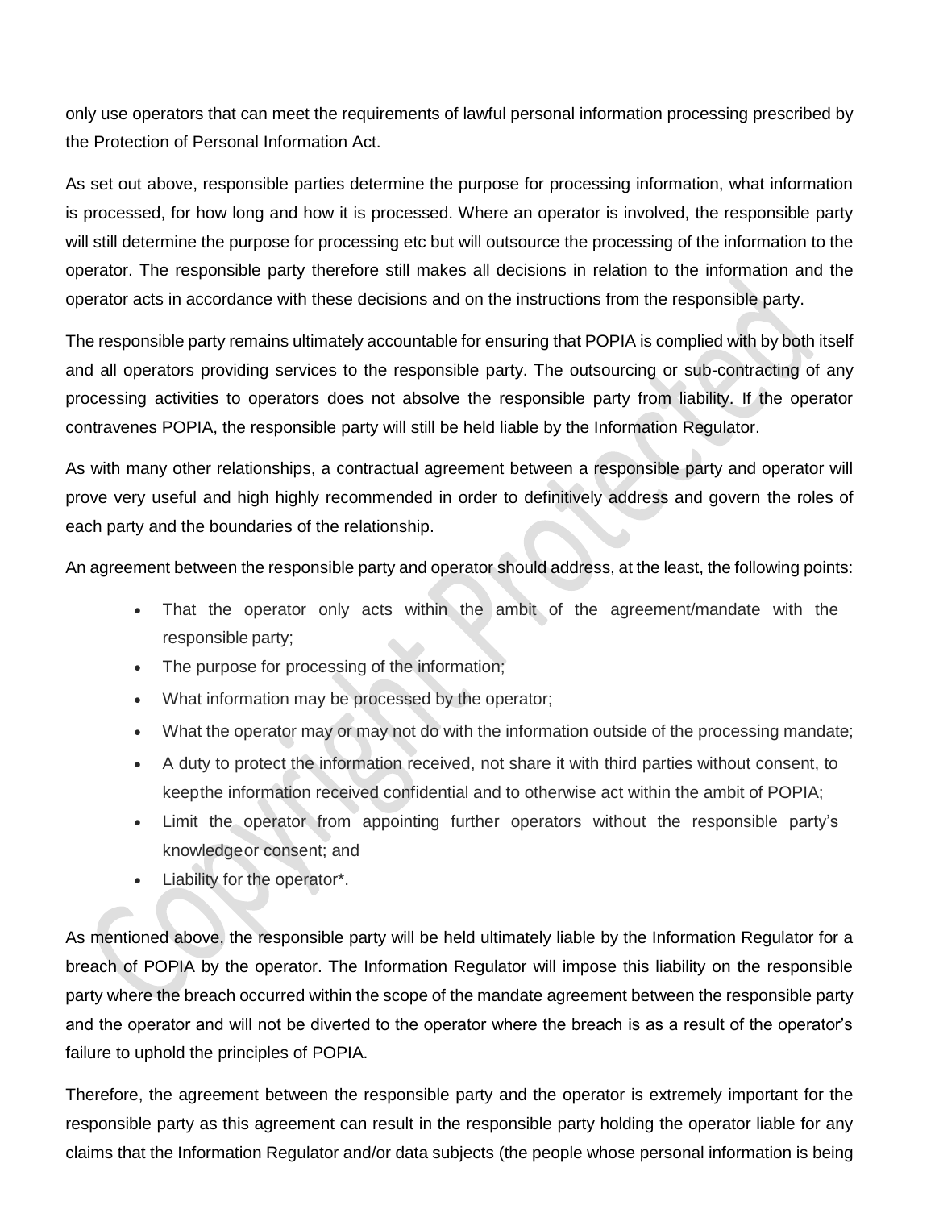only use operators that can meet the requirements of lawful personal information processing prescribed by the Protection of Personal Information Act.

As set out above, responsible parties determine the purpose for processing information, what information is processed, for how long and how it is processed. Where an operator is involved, the responsible party will still determine the purpose for processing etc but will outsource the processing of the information to the operator. The responsible party therefore still makes all decisions in relation to the information and the operator acts in accordance with these decisions and on the instructions from the responsible party.

The responsible party remains ultimately accountable for ensuring that POPIA is complied with by both itself and all operators providing services to the responsible party. The outsourcing or sub-contracting of any processing activities to operators does not absolve the responsible party from liability. If the operator contravenes POPIA, the responsible party will still be held liable by the Information Regulator.

As with many other relationships, a contractual agreement between a responsible party and operator will prove very useful and high highly recommended in order to definitively address and govern the roles of each party and the boundaries of the relationship.

An agreement between the responsible party and operator should address, at the least, the following points:

- That the operator only acts within the ambit of the agreement/mandate with the responsible party;
- The purpose for processing of the information;
- What information may be processed by the operator;
- What the operator may or may not do with the information outside of the processing mandate;
- A duty to protect the information received, not share it with third parties without consent, to keepthe information received confidential and to otherwise act within the ambit of POPIA;
- Limit the operator from appointing further operators without the responsible party's knowledgeor consent; and
- Liability for the operator*.

As mentioned above, the responsible party will be held ultimately liable by the Information Regulator for a breach of POPIA by the operator. The Information Regulator will impose this liability on the responsible party where the breach occurred within the scope of the mandate agreement between the responsible party and the operator and will not be diverted to the operator where the breach is as a result of the operator's failure to uphold the principles of POPIA.

Therefore, the agreement between the responsible party and the operator is extremely important for the responsible party as this agreement can result in the responsible party holding the operator liable for any claims that the Information Regulator and/or data subjects (the people whose personal information is being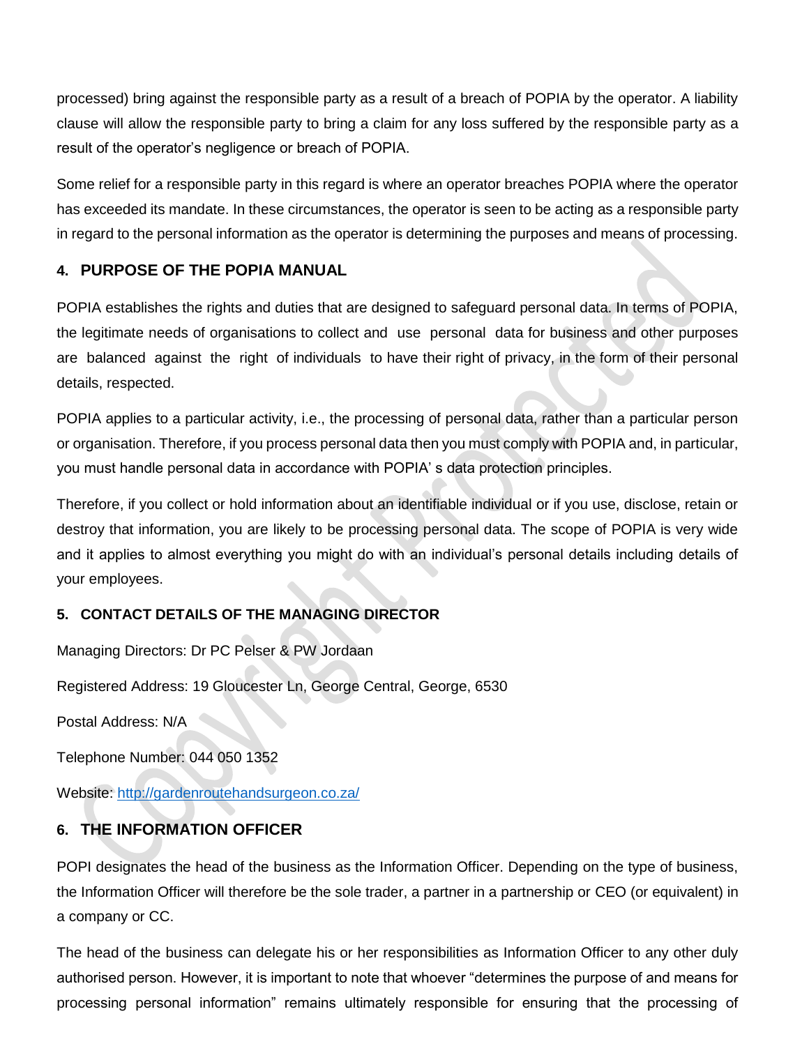processed) bring against the responsible party as a result of a breach of POPIA by the operator. A liability clause will allow the responsible party to bring a claim for any loss suffered by the responsible party as a result of the operator's negligence or breach of POPIA.

Some relief for a responsible party in this regard is where an operator breaches POPIA where the operator has exceeded its mandate. In these circumstances, the operator is seen to be acting as a responsible party in regard to the personal information as the operator is determining the purposes and means of processing.

## 4. PURPOSE OF THE POPIA MANUAL

POPIA establishes the rights and duties that are designed to safeguard personal data. In terms of POPIA, the legitimate needs of organisations to collect and use personal data for business and other purposes are balanced against the right of individuals to have their right of privacy, in the form of their personal details, respected.

POPIA applies to a particular activity, i.e., the processing of personal data, rather than a particular person or organisation. Therefore, if you process personal data then you must comply with POPIA and, in particular, you must handle personal data in accordance with POPIA' s data protection principles.

Therefore, if you collect or hold information about an identifiable individual or if you use, disclose, retain or destroy that information, you are likely to be processing personal data. The scope of POPIA is very wide and it applies to almost everything you might do with an individual's personal details including details of your employees.

## 5. CONTACT DETAILS OF THE MANAGING DIRECTOR

Managing Directors: Dr PC Pelser & PW Jordaan

Registered Address: 19 Gloucester Ln, George Central, George, 6530

Postal Address: N/A

Telephone Number: 044 050 1352

Website: http://gardenroutehandsurgeon.co.za/

## 6. THE INFORMATION OFFICER

POPI designates the head of the business as the Information Officer. Depending on the type of business, the Information Officer will therefore be the sole trader, a partner in a partnership or CEO (or equivalent) in a company or CC.

The head of the business can delegate his or her responsibilities as Information Officer to any other duly authorised person. However, it is important to note that whoever "determines the purpose of and means for processing personal information" remains ultimately responsible for ensuring that the processing of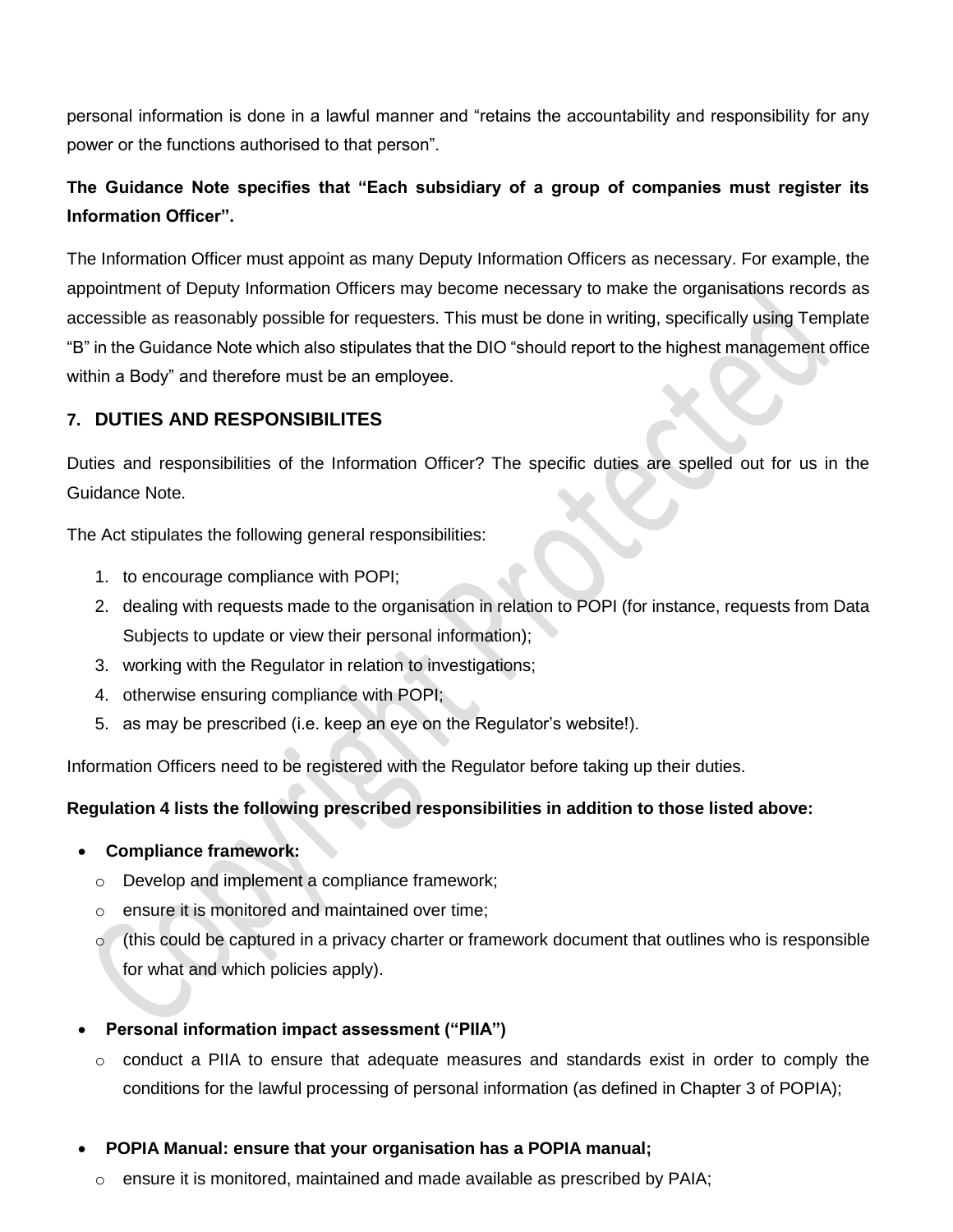personal information is done in a lawful manner and "retains the accountability and responsibility for any power or the functions authorised to that person".

**The Guidance Note specifies that "Each subsidiary of a group of companies must register its Information Officer".**

The Information Officer must appoint as many Deputy Information Officers as necessary. For example, the appointment of Deputy Information Officers may become necessary to make the organisations records as accessible as reasonably possible for requesters. This must be done in writing, specifically using Template "B" in the Guidance Note which also stipulates that the DIO "should report to the highest management office within a Body" and therefore must be an employee.

## 7. DUTIES AND RESPONSIBILITES

Duties and responsibilities of the Information Officer? The specific duties are spelled out for us in the Guidance Note.

The Act stipulates the following general responsibilities:

1. to encourage compliance with POPI;
2. dealing with requests made to the organisation in relation to POPI (for instance, requests from Data Subjects to update or view their personal information);
3. working with the Regulator in relation to investigations;
4. otherwise ensuring compliance with POPI;
5. as may be prescribed (i.e. keep an eye on the Regulator's website!).

Information Officers need to be registered with the Regulator before taking up their duties.

**Regulation 4 lists the following prescribed responsibilities in addition to those listed above:**

- **Compliance framework:**
  - Develop and implement a compliance framework;
  - ensure it is monitored and maintained over time;
  - (this could be captured in a privacy charter or framework document that outlines who is responsible for what and which policies apply).

- **Personal information impact assessment ("PIIA")**
  - conduct a PIIA to ensure that adequate measures and standards exist in order to comply the conditions for the lawful processing of personal information (as defined in Chapter 3 of POPIA);

- **POPIA Manual: ensure that your organisation has a POPIA manual;**
  - ensure it is monitored, maintained and made available as prescribed by PAIA;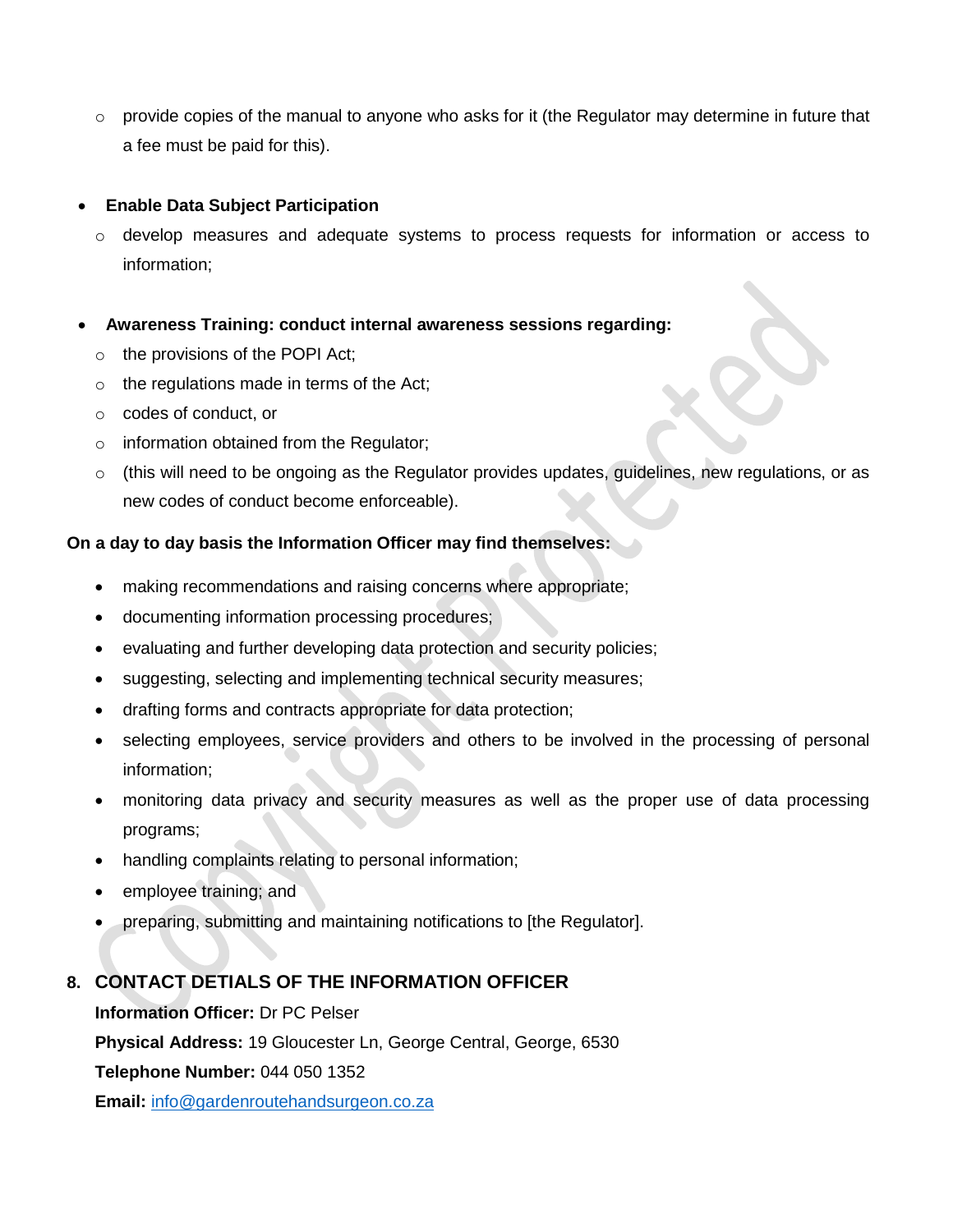- provide copies of the manual to anyone who asks for it (the Regulator may determine in future that a fee must be paid for this).

- **Enable Data Subject Participation**
  - develop measures and adequate systems to process requests for information or access to information;

- **Awareness Training: conduct internal awareness sessions regarding:**
  - the provisions of the POPI Act;
  - the regulations made in terms of the Act;
  - codes of conduct, or
  - information obtained from the Regulator;
  - (this will need to be ongoing as the Regulator provides updates, guidelines, new regulations, or as new codes of conduct become enforceable).

**On a day to day basis the Information Officer may find themselves:**

- making recommendations and raising concerns where appropriate;
- documenting information processing procedures;
- evaluating and further developing data protection and security policies;
- suggesting, selecting and implementing technical security measures;
- drafting forms and contracts appropriate for data protection;
- selecting employees, service providers and others to be involved in the processing of personal information;
- monitoring data privacy and security measures as well as the proper use of data processing programs;
- handling complaints relating to personal information;
- employee training; and
- preparing, submitting and maintaining notifications to [the Regulator].

## 8. CONTACT DETIALS OF THE INFORMATION OFFICER

**Information Officer:** Dr PC Pelser

**Physical Address:** 19 Gloucester Ln, George Central, George, 6530

**Telephone Number:** 044 050 1352

**Email:** info@gardenroutehandsurgeon.co.za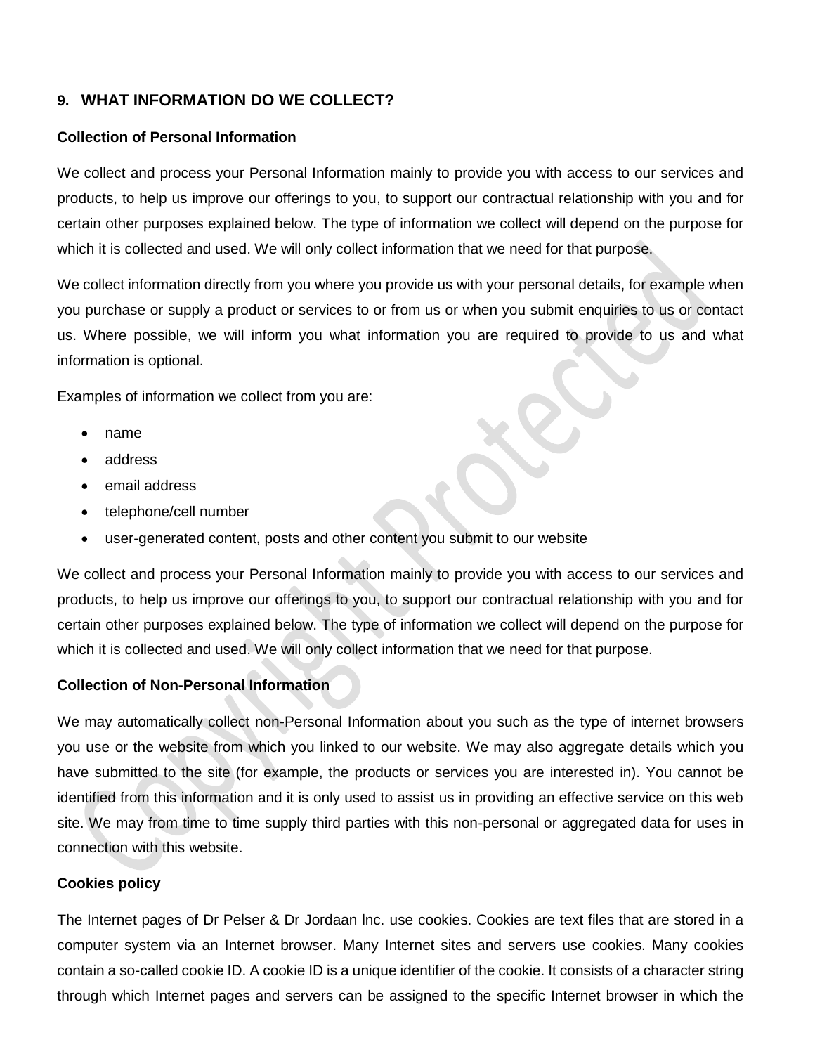## 9. WHAT INFORMATION DO WE COLLECT?

**Collection of Personal Information**

We collect and process your Personal Information mainly to provide you with access to our services and products, to help us improve our offerings to you, to support our contractual relationship with you and for certain other purposes explained below. The type of information we collect will depend on the purpose for which it is collected and used. We will only collect information that we need for that purpose.

We collect information directly from you where you provide us with your personal details, for example when you purchase or supply a product or services to or from us or when you submit enquiries to us or contact us. Where possible, we will inform you what information you are required to provide to us and what information is optional.

Examples of information we collect from you are:

- name
- address
- email address
- telephone/cell number
- user-generated content, posts and other content you submit to our website

We collect and process your Personal Information mainly to provide you with access to our services and products, to help us improve our offerings to you, to support our contractual relationship with you and for certain other purposes explained below. The type of information we collect will depend on the purpose for which it is collected and used. We will only collect information that we need for that purpose.

**Collection of Non-Personal Information**

We may automatically collect non-Personal Information about you such as the type of internet browsers you use or the website from which you linked to our website. We may also aggregate details which you have submitted to the site (for example, the products or services you are interested in). You cannot be identified from this information and it is only used to assist us in providing an effective service on this web site. We may from time to time supply third parties with this non-personal or aggregated data for uses in connection with this website.

**Cookies policy**

The Internet pages of Dr Pelser & Dr Jordaan Inc. use cookies. Cookies are text files that are stored in a computer system via an Internet browser. Many Internet sites and servers use cookies. Many cookies contain a so-called cookie ID. A cookie ID is a unique identifier of the cookie. It consists of a character string through which Internet pages and servers can be assigned to the specific Internet browser in which the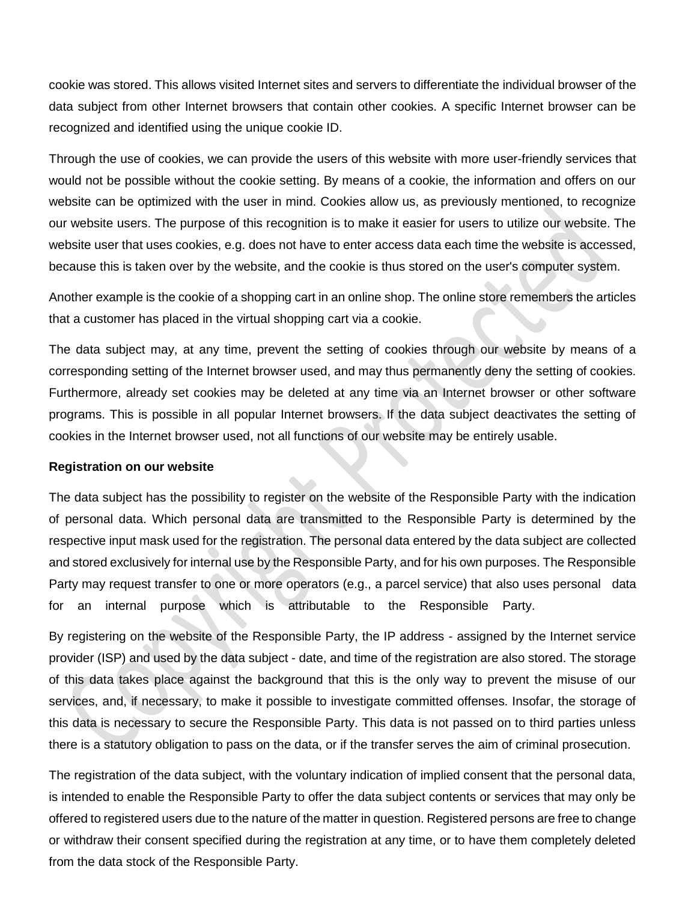cookie was stored. This allows visited Internet sites and servers to differentiate the individual browser of the data subject from other Internet browsers that contain other cookies. A specific Internet browser can be recognized and identified using the unique cookie ID.

Through the use of cookies, we can provide the users of this website with more user-friendly services that would not be possible without the cookie setting. By means of a cookie, the information and offers on our website can be optimized with the user in mind. Cookies allow us, as previously mentioned, to recognize our website users. The purpose of this recognition is to make it easier for users to utilize our website. The website user that uses cookies, e.g. does not have to enter access data each time the website is accessed, because this is taken over by the website, and the cookie is thus stored on the user's computer system.

Another example is the cookie of a shopping cart in an online shop. The online store remembers the articles that a customer has placed in the virtual shopping cart via a cookie.

The data subject may, at any time, prevent the setting of cookies through our website by means of a corresponding setting of the Internet browser used, and may thus permanently deny the setting of cookies. Furthermore, already set cookies may be deleted at any time via an Internet browser or other software programs. This is possible in all popular Internet browsers. If the data subject deactivates the setting of cookies in the Internet browser used, not all functions of our website may be entirely usable.

**Registration on our website**

The data subject has the possibility to register on the website of the Responsible Party with the indication of personal data. Which personal data are transmitted to the Responsible Party is determined by the respective input mask used for the registration. The personal data entered by the data subject are collected and stored exclusively for internal use by the Responsible Party, and for his own purposes. The Responsible Party may request transfer to one or more operators (e.g., a parcel service) that also uses personal data for an internal purpose which is attributable to the Responsible Party.

By registering on the website of the Responsible Party, the IP address - assigned by the Internet service provider (ISP) and used by the data subject - date, and time of the registration are also stored. The storage of this data takes place against the background that this is the only way to prevent the misuse of our services, and, if necessary, to make it possible to investigate committed offenses. Insofar, the storage of this data is necessary to secure the Responsible Party. This data is not passed on to third parties unless there is a statutory obligation to pass on the data, or if the transfer serves the aim of criminal prosecution.

The registration of the data subject, with the voluntary indication of implied consent that the personal data, is intended to enable the Responsible Party to offer the data subject contents or services that may only be offered to registered users due to the nature of the matter in question. Registered persons are free to change or withdraw their consent specified during the registration at any time, or to have them completely deleted from the data stock of the Responsible Party.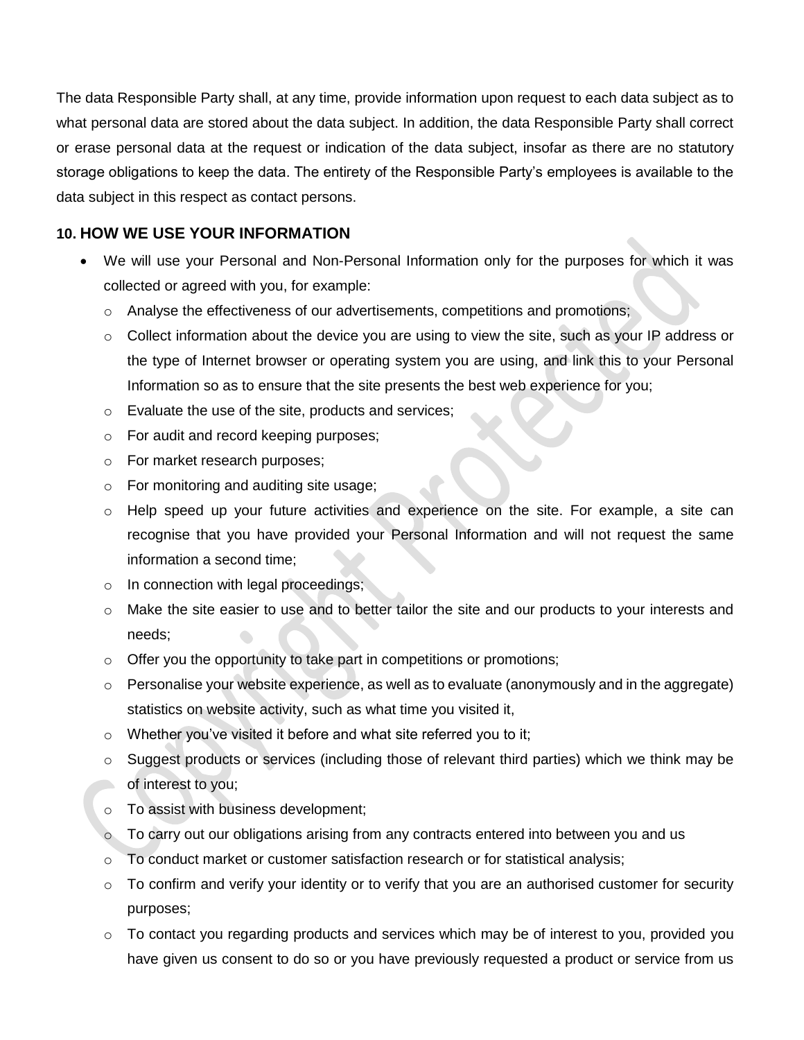The data Responsible Party shall, at any time, provide information upon request to each data subject as to what personal data are stored about the data subject. In addition, the data Responsible Party shall correct or erase personal data at the request or indication of the data subject, insofar as there are no statutory storage obligations to keep the data. The entirety of the Responsible Party's employees is available to the data subject in this respect as contact persons.

## 10. HOW WE USE YOUR INFORMATION

- We will use your Personal and Non-Personal Information only for the purposes for which it was collected or agreed with you, for example:
  - Analyse the effectiveness of our advertisements, competitions and promotions;
  - Collect information about the device you are using to view the site, such as your IP address or the type of Internet browser or operating system you are using, and link this to your Personal Information so as to ensure that the site presents the best web experience for you;
  - Evaluate the use of the site, products and services;
  - For audit and record keeping purposes;
  - For market research purposes;
  - For monitoring and auditing site usage;
  - Help speed up your future activities and experience on the site. For example, a site can recognise that you have provided your Personal Information and will not request the same information a second time;
  - In connection with legal proceedings;
  - Make the site easier to use and to better tailor the site and our products to your interests and needs;
  - Offer you the opportunity to take part in competitions or promotions;
  - Personalise your website experience, as well as to evaluate (anonymously and in the aggregate) statistics on website activity, such as what time you visited it,
  - Whether you've visited it before and what site referred you to it;
  - Suggest products or services (including those of relevant third parties) which we think may be of interest to you;
  - To assist with business development;
  - To carry out our obligations arising from any contracts entered into between you and us
  - To conduct market or customer satisfaction research or for statistical analysis;
  - To confirm and verify your identity or to verify that you are an authorised customer for security purposes;
  - To contact you regarding products and services which may be of interest to you, provided you have given us consent to do so or you have previously requested a product or service from us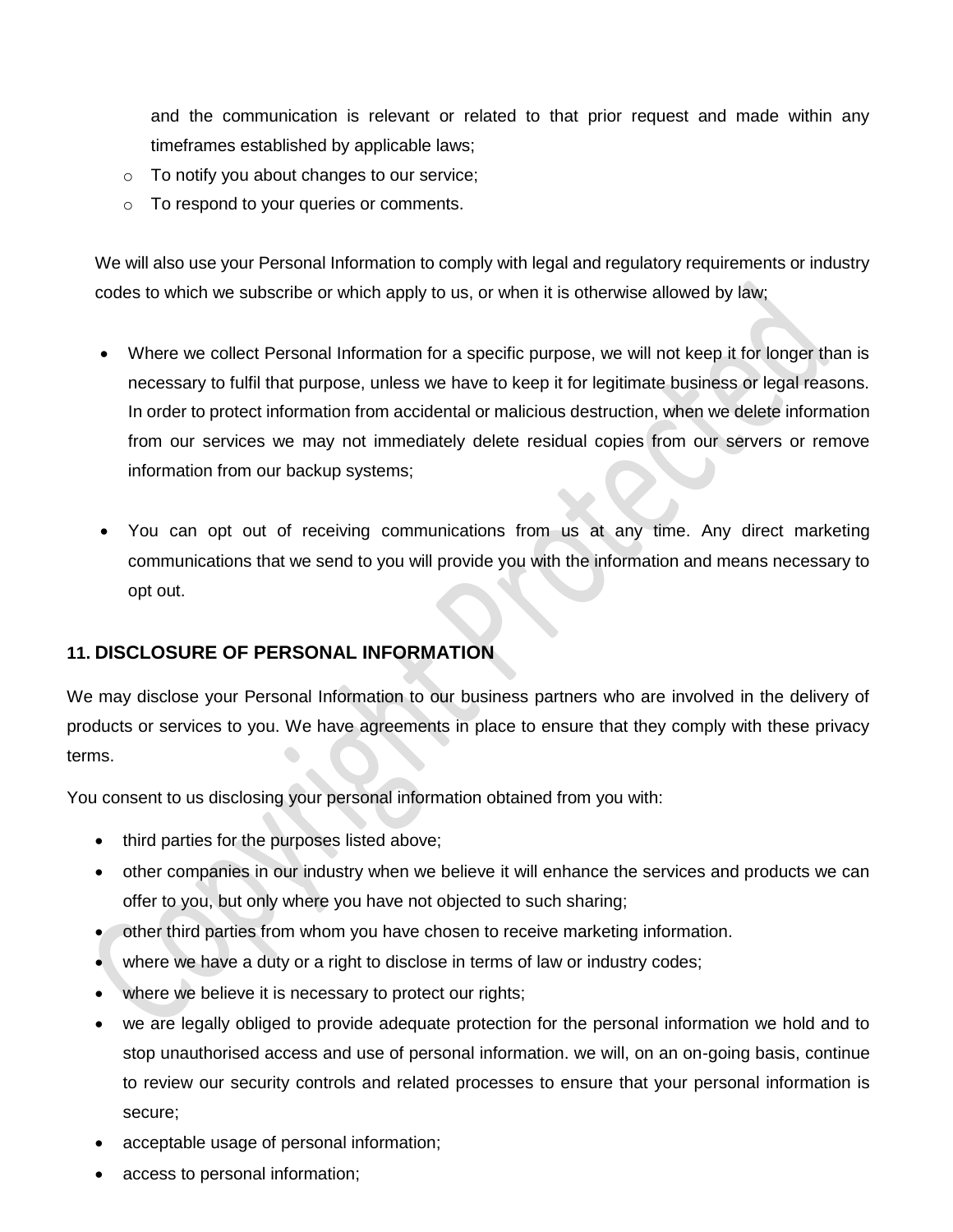and the communication is relevant or related to that prior request and made within any timeframes established by applicable laws;

- To notify you about changes to our service;
- To respond to your queries or comments.

We will also use your Personal Information to comply with legal and regulatory requirements or industry codes to which we subscribe or which apply to us, or when it is otherwise allowed by law;

- Where we collect Personal Information for a specific purpose, we will not keep it for longer than is necessary to fulfil that purpose, unless we have to keep it for legitimate business or legal reasons. In order to protect information from accidental or malicious destruction, when we delete information from our services we may not immediately delete residual copies from our servers or remove information from our backup systems;

- You can opt out of receiving communications from us at any time. Any direct marketing communications that we send to you will provide you with the information and means necessary to opt out.

## 11. DISCLOSURE OF PERSONAL INFORMATION

We may disclose your Personal Information to our business partners who are involved in the delivery of products or services to you. We have agreements in place to ensure that they comply with these privacy terms.

You consent to us disclosing your personal information obtained from you with:

- third parties for the purposes listed above;
- other companies in our industry when we believe it will enhance the services and products we can offer to you, but only where you have not objected to such sharing;
- other third parties from whom you have chosen to receive marketing information.
- where we have a duty or a right to disclose in terms of law or industry codes;
- where we believe it is necessary to protect our rights;
- we are legally obliged to provide adequate protection for the personal information we hold and to stop unauthorised access and use of personal information. we will, on an on-going basis, continue to review our security controls and related processes to ensure that your personal information is secure;
- acceptable usage of personal information;
- access to personal information;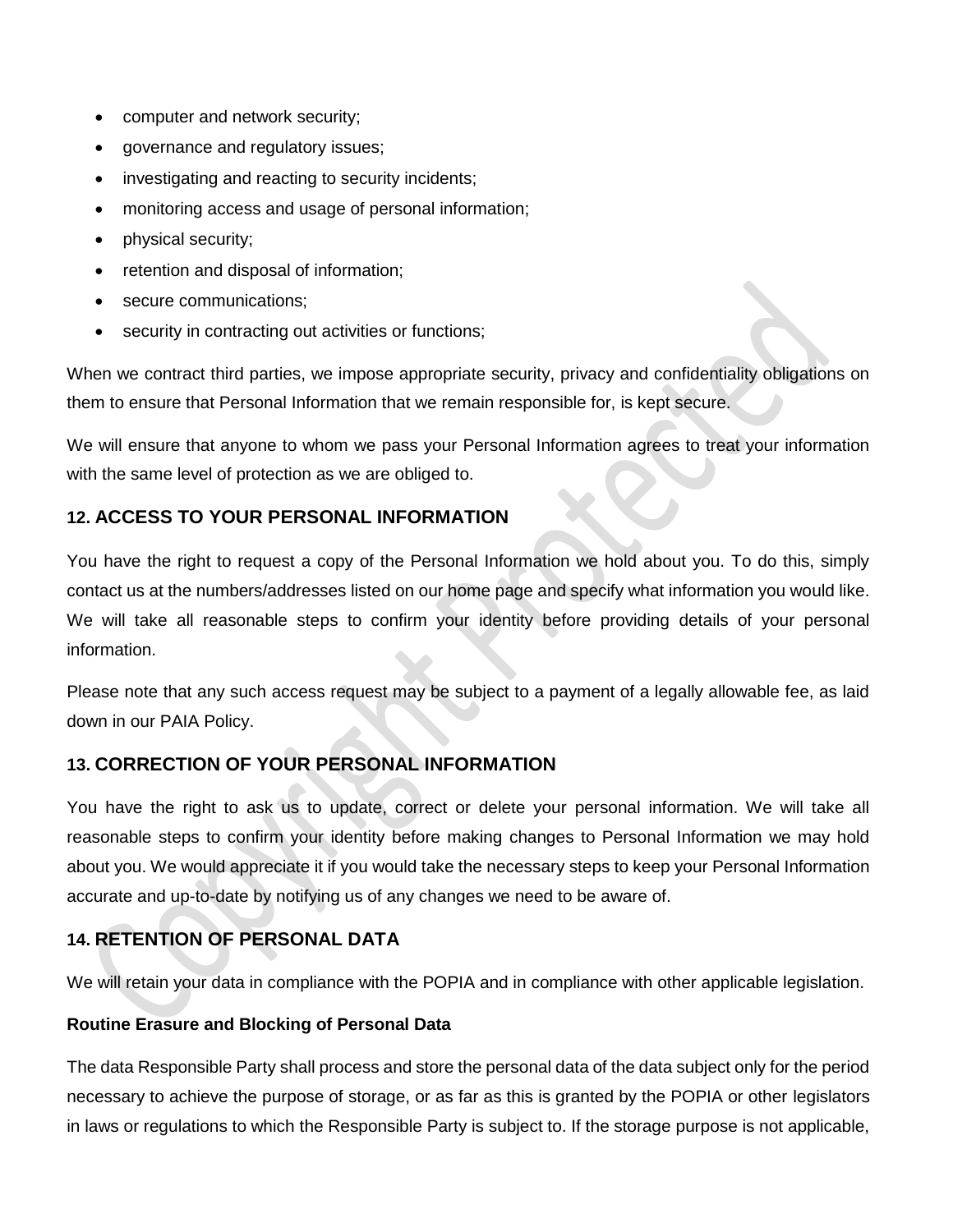- computer and network security;
- governance and regulatory issues;
- investigating and reacting to security incidents;
- monitoring access and usage of personal information;
- physical security;
- retention and disposal of information;
- secure communications;
- security in contracting out activities or functions;

When we contract third parties, we impose appropriate security, privacy and confidentiality obligations on them to ensure that Personal Information that we remain responsible for, is kept secure.

We will ensure that anyone to whom we pass your Personal Information agrees to treat your information with the same level of protection as we are obliged to.

## 12. ACCESS TO YOUR PERSONAL INFORMATION

You have the right to request a copy of the Personal Information we hold about you. To do this, simply contact us at the numbers/addresses listed on our home page and specify what information you would like. We will take all reasonable steps to confirm your identity before providing details of your personal information.

Please note that any such access request may be subject to a payment of a legally allowable fee, as laid down in our PAIA Policy.

## 13. CORRECTION OF YOUR PERSONAL INFORMATION

You have the right to ask us to update, correct or delete your personal information. We will take all reasonable steps to confirm your identity before making changes to Personal Information we may hold about you. We would appreciate it if you would take the necessary steps to keep your Personal Information accurate and up-to-date by notifying us of any changes we need to be aware of.

## 14. RETENTION OF PERSONAL DATA

We will retain your data in compliance with the POPIA and in compliance with other applicable legislation.

**Routine Erasure and Blocking of Personal Data**

The data Responsible Party shall process and store the personal data of the data subject only for the period necessary to achieve the purpose of storage, or as far as this is granted by the POPIA or other legislators in laws or regulations to which the Responsible Party is subject to. If the storage purpose is not applicable,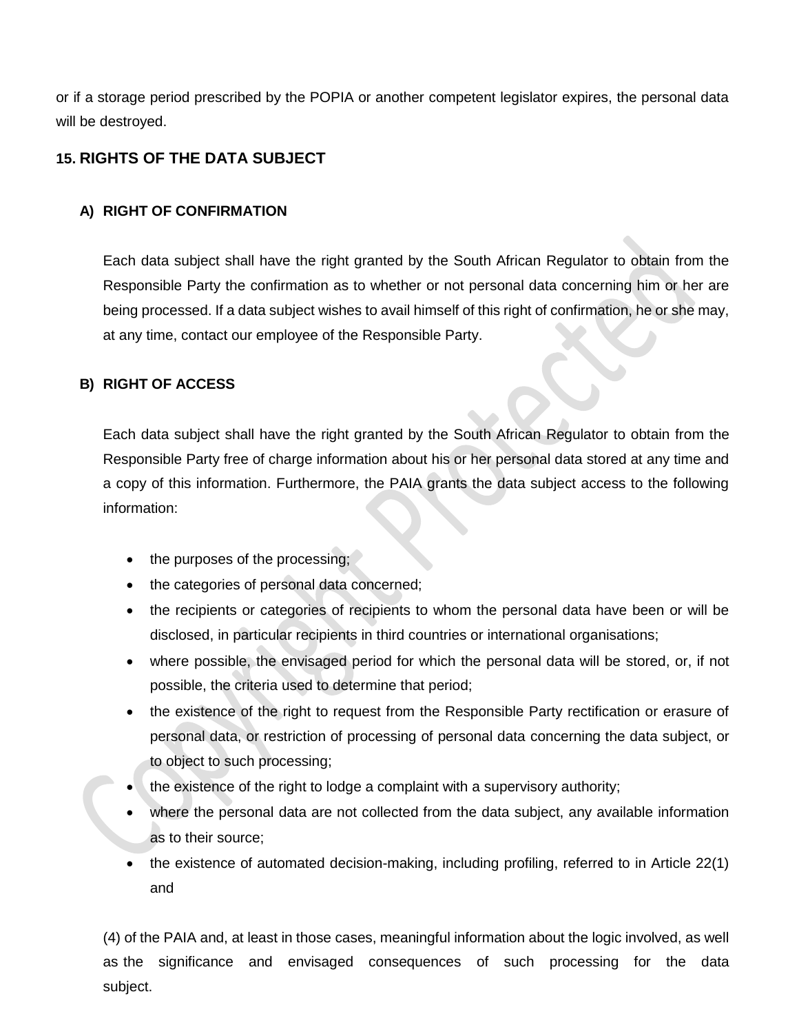or if a storage period prescribed by the POPIA or another competent legislator expires, the personal data will be destroyed.

## 15. RIGHTS OF THE DATA SUBJECT

### A) RIGHT OF CONFIRMATION

Each data subject shall have the right granted by the South African Regulator to obtain from the Responsible Party the confirmation as to whether or not personal data concerning him or her are being processed. If a data subject wishes to avail himself of this right of confirmation, he or she may, at any time, contact our employee of the Responsible Party.

### B) RIGHT OF ACCESS

Each data subject shall have the right granted by the South African Regulator to obtain from the Responsible Party free of charge information about his or her personal data stored at any time and a copy of this information. Furthermore, the PAIA grants the data subject access to the following information:

- the purposes of the processing;
- the categories of personal data concerned;
- the recipients or categories of recipients to whom the personal data have been or will be disclosed, in particular recipients in third countries or international organisations;
- where possible, the envisaged period for which the personal data will be stored, or, if not possible, the criteria used to determine that period;
- the existence of the right to request from the Responsible Party rectification or erasure of personal data, or restriction of processing of personal data concerning the data subject, or to object to such processing;
- the existence of the right to lodge a complaint with a supervisory authority;
- where the personal data are not collected from the data subject, any available information as to their source;
- the existence of automated decision-making, including profiling, referred to in Article 22(1) and

(4) of the PAIA and, at least in those cases, meaningful information about the logic involved, as well as the significance and envisaged consequences of such processing for the data subject.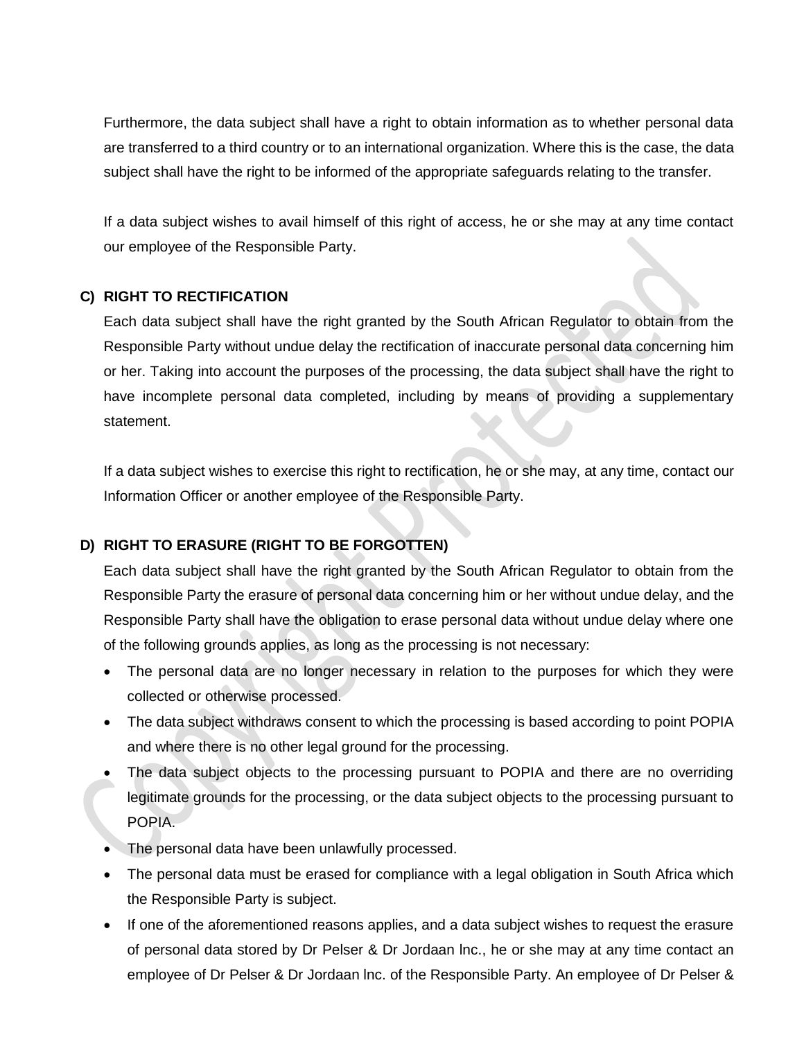Furthermore, the data subject shall have a right to obtain information as to whether personal data are transferred to a third country or to an international organization. Where this is the case, the data subject shall have the right to be informed of the appropriate safeguards relating to the transfer.

If a data subject wishes to avail himself of this right of access, he or she may at any time contact our employee of the Responsible Party.

**C) RIGHT TO RECTIFICATION**

Each data subject shall have the right granted by the South African Regulator to obtain from the Responsible Party without undue delay the rectification of inaccurate personal data concerning him or her. Taking into account the purposes of the processing, the data subject shall have the right to have incomplete personal data completed, including by means of providing a supplementary statement.

If a data subject wishes to exercise this right to rectification, he or she may, at any time, contact our Information Officer or another employee of the Responsible Party.

**D) RIGHT TO ERASURE (RIGHT TO BE FORGOTTEN)**

Each data subject shall have the right granted by the South African Regulator to obtain from the Responsible Party the erasure of personal data concerning him or her without undue delay, and the Responsible Party shall have the obligation to erase personal data without undue delay where one of the following grounds applies, as long as the processing is not necessary:

- The personal data are no longer necessary in relation to the purposes for which they were collected or otherwise processed.
- The data subject withdraws consent to which the processing is based according to point POPIA and where there is no other legal ground for the processing.
- The data subject objects to the processing pursuant to POPIA and there are no overriding legitimate grounds for the processing, or the data subject objects to the processing pursuant to POPIA.
- The personal data have been unlawfully processed.
- The personal data must be erased for compliance with a legal obligation in South Africa which the Responsible Party is subject.
- If one of the aforementioned reasons applies, and a data subject wishes to request the erasure of personal data stored by Dr Pelser & Dr Jordaan Inc., he or she may at any time contact an employee of Dr Pelser & Dr Jordaan Inc. of the Responsible Party. An employee of Dr Pelser &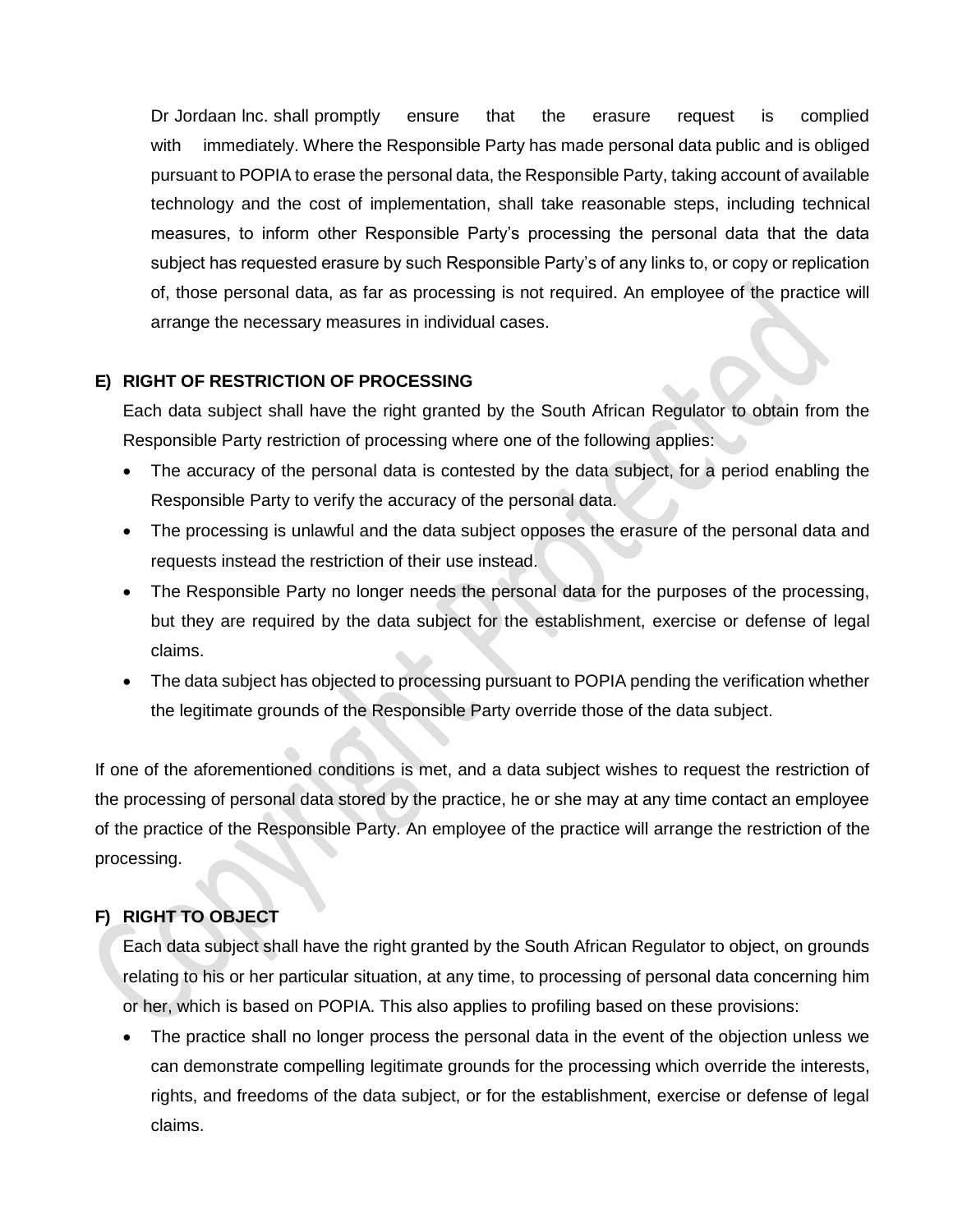Dr Jordaan Inc. shall promptly ensure that the erasure request is complied with immediately. Where the Responsible Party has made personal data public and is obliged pursuant to POPIA to erase the personal data, the Responsible Party, taking account of available technology and the cost of implementation, shall take reasonable steps, including technical measures, to inform other Responsible Party's processing the personal data that the data subject has requested erasure by such Responsible Party's of any links to, or copy or replication of, those personal data, as far as processing is not required. An employee of the practice will arrange the necessary measures in individual cases.

**E) RIGHT OF RESTRICTION OF PROCESSING**

Each data subject shall have the right granted by the South African Regulator to obtain from the Responsible Party restriction of processing where one of the following applies:

- The accuracy of the personal data is contested by the data subject, for a period enabling the Responsible Party to verify the accuracy of the personal data.
- The processing is unlawful and the data subject opposes the erasure of the personal data and requests instead the restriction of their use instead.
- The Responsible Party no longer needs the personal data for the purposes of the processing, but they are required by the data subject for the establishment, exercise or defense of legal claims.
- The data subject has objected to processing pursuant to POPIA pending the verification whether the legitimate grounds of the Responsible Party override those of the data subject.

If one of the aforementioned conditions is met, and a data subject wishes to request the restriction of the processing of personal data stored by the practice, he or she may at any time contact an employee of the practice of the Responsible Party. An employee of the practice will arrange the restriction of the processing.

**F) RIGHT TO OBJECT**

Each data subject shall have the right granted by the South African Regulator to object, on grounds relating to his or her particular situation, at any time, to processing of personal data concerning him or her, which is based on POPIA. This also applies to profiling based on these provisions:

- The practice shall no longer process the personal data in the event of the objection unless we can demonstrate compelling legitimate grounds for the processing which override the interests, rights, and freedoms of the data subject, or for the establishment, exercise or defense of legal claims.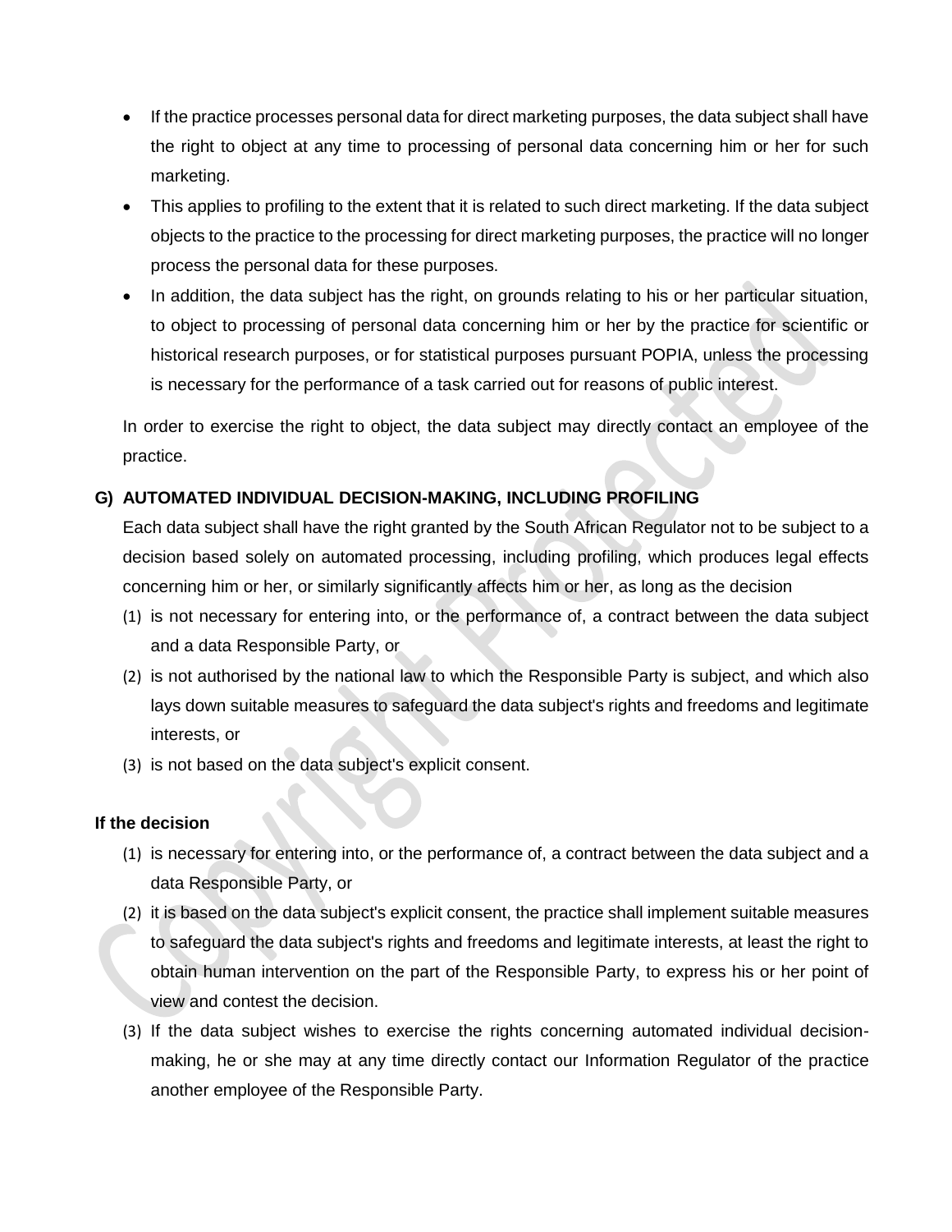- If the practice processes personal data for direct marketing purposes, the data subject shall have the right to object at any time to processing of personal data concerning him or her for such marketing.
- This applies to profiling to the extent that it is related to such direct marketing. If the data subject objects to the practice to the processing for direct marketing purposes, the practice will no longer process the personal data for these purposes.
- In addition, the data subject has the right, on grounds relating to his or her particular situation, to object to processing of personal data concerning him or her by the practice for scientific or historical research purposes, or for statistical purposes pursuant POPIA, unless the processing is necessary for the performance of a task carried out for reasons of public interest.

In order to exercise the right to object, the data subject may directly contact an employee of the practice.

### G) AUTOMATED INDIVIDUAL DECISION-MAKING, INCLUDING PROFILING

Each data subject shall have the right granted by the South African Regulator not to be subject to a decision based solely on automated processing, including profiling, which produces legal effects concerning him or her, or similarly significantly affects him or her, as long as the decision

(1) is not necessary for entering into, or the performance of, a contract between the data subject and a data Responsible Party, or
(2) is not authorised by the national law to which the Responsible Party is subject, and which also lays down suitable measures to safeguard the data subject's rights and freedoms and legitimate interests, or
(3) is not based on the data subject's explicit consent.

**If the decision**

(1) is necessary for entering into, or the performance of, a contract between the data subject and a data Responsible Party, or
(2) it is based on the data subject's explicit consent, the practice shall implement suitable measures to safeguard the data subject's rights and freedoms and legitimate interests, at least the right to obtain human intervention on the part of the Responsible Party, to express his or her point of view and contest the decision.
(3) If the data subject wishes to exercise the rights concerning automated individual decision-making, he or she may at any time directly contact our Information Regulator of the practice another employee of the Responsible Party.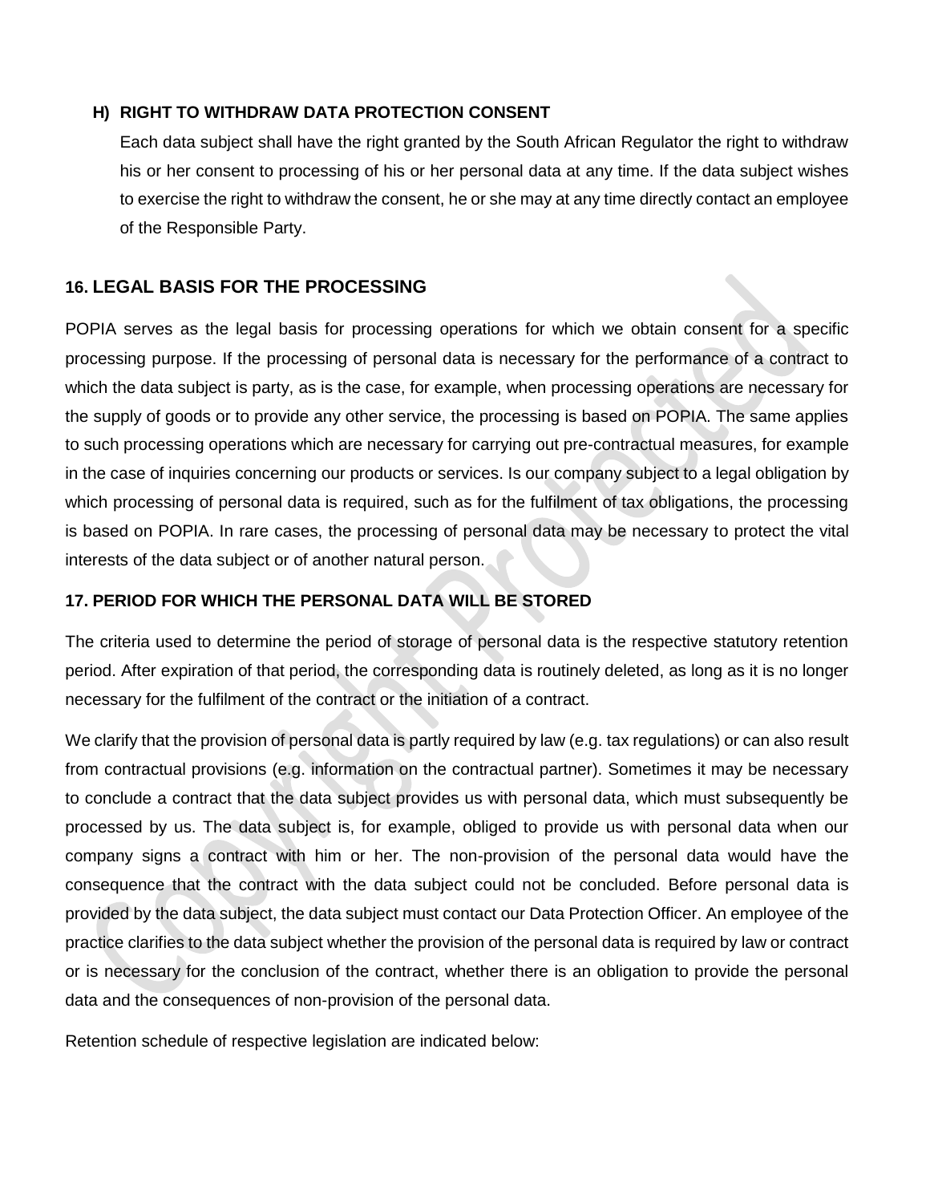### H) RIGHT TO WITHDRAW DATA PROTECTION CONSENT

Each data subject shall have the right granted by the South African Regulator the right to withdraw his or her consent to processing of his or her personal data at any time. If the data subject wishes to exercise the right to withdraw the consent, he or she may at any time directly contact an employee of the Responsible Party.

## 16. LEGAL BASIS FOR THE PROCESSING

POPIA serves as the legal basis for processing operations for which we obtain consent for a specific processing purpose. If the processing of personal data is necessary for the performance of a contract to which the data subject is party, as is the case, for example, when processing operations are necessary for the supply of goods or to provide any other service, the processing is based on POPIA. The same applies to such processing operations which are necessary for carrying out pre-contractual measures, for example in the case of inquiries concerning our products or services. Is our company subject to a legal obligation by which processing of personal data is required, such as for the fulfilment of tax obligations, the processing is based on POPIA. In rare cases, the processing of personal data may be necessary to protect the vital interests of the data subject or of another natural person.

## 17. PERIOD FOR WHICH THE PERSONAL DATA WILL BE STORED

The criteria used to determine the period of storage of personal data is the respective statutory retention period. After expiration of that period, the corresponding data is routinely deleted, as long as it is no longer necessary for the fulfilment of the contract or the initiation of a contract.

We clarify that the provision of personal data is partly required by law (e.g. tax regulations) or can also result from contractual provisions (e.g. information on the contractual partner). Sometimes it may be necessary to conclude a contract that the data subject provides us with personal data, which must subsequently be processed by us. The data subject is, for example, obliged to provide us with personal data when our company signs a contract with him or her. The non-provision of the personal data would have the consequence that the contract with the data subject could not be concluded. Before personal data is provided by the data subject, the data subject must contact our Data Protection Officer. An employee of the practice clarifies to the data subject whether the provision of the personal data is required by law or contract or is necessary for the conclusion of the contract, whether there is an obligation to provide the personal data and the consequences of non-provision of the personal data.

Retention schedule of respective legislation are indicated below: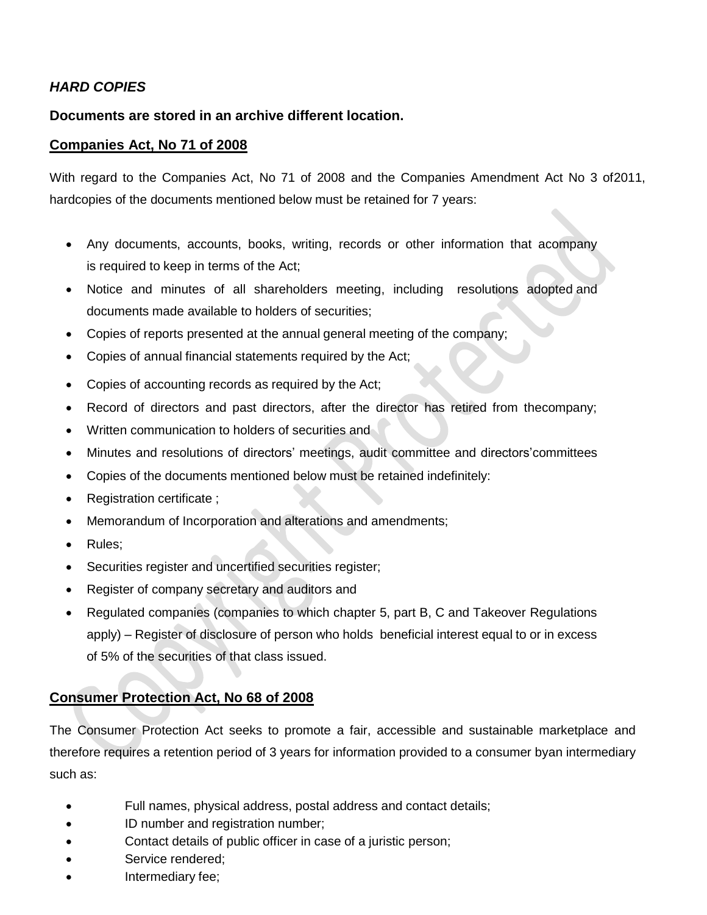***HARD COPIES***

**Documents are stored in an archive different location.**

**<u>Companies Act, No 71 of 2008</u>**

With regard to the Companies Act, No 71 of 2008 and the Companies Amendment Act No 3 of2011, hardcopies of the documents mentioned below must be retained for 7 years:

- Any documents, accounts, books, writing, records or other information that acompany is required to keep in terms of the Act;
- Notice and minutes of all shareholders meeting, including resolutions adopted and documents made available to holders of securities;
- Copies of reports presented at the annual general meeting of the company;
- Copies of annual financial statements required by the Act;
- Copies of accounting records as required by the Act;
- Record of directors and past directors, after the director has retired from thecompany;
- Written communication to holders of securities and
- Minutes and resolutions of directors' meetings, audit committee and directors'committees
- Copies of the documents mentioned below must be retained indefinitely:
- Registration certificate ;
- Memorandum of Incorporation and alterations and amendments;
- Rules;
- Securities register and uncertified securities register;
- Register of company secretary and auditors and
- Regulated companies (companies to which chapter 5, part B, C and Takeover Regulations apply) – Register of disclosure of person who holds beneficial interest equal to or in excess of 5% of the securities of that class issued.

**<u>Consumer Protection Act, No 68 of 2008</u>**

The Consumer Protection Act seeks to promote a fair, accessible and sustainable marketplace and therefore requires a retention period of 3 years for information provided to a consumer byan intermediary such as:

- Full names, physical address, postal address and contact details;
- ID number and registration number;
- Contact details of public officer in case of a juristic person;
- Service rendered;
- Intermediary fee;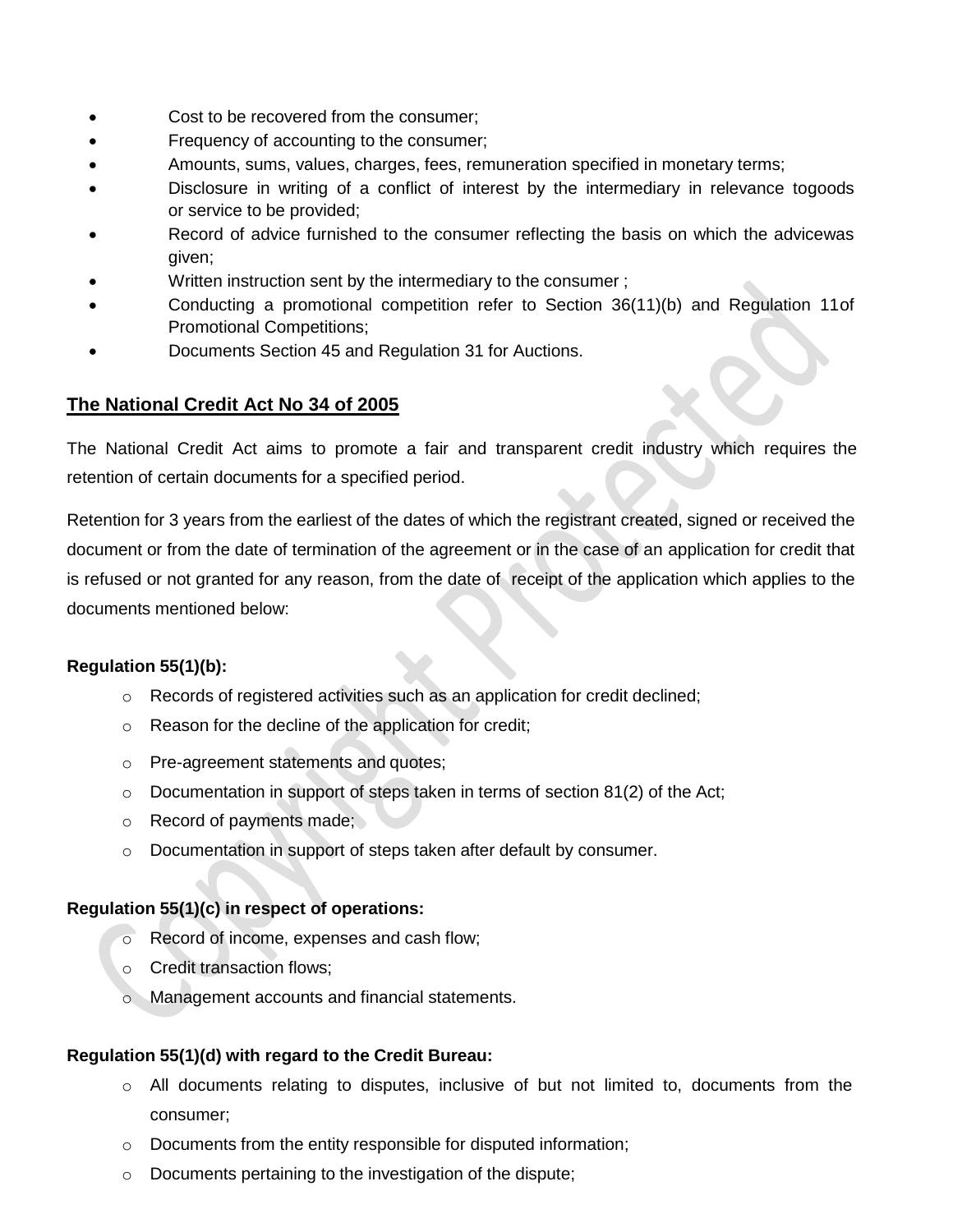- Cost to be recovered from the consumer;
- Frequency of accounting to the consumer;
- Amounts, sums, values, charges, fees, remuneration specified in monetary terms;
- Disclosure in writing of a conflict of interest by the intermediary in relevance togoods or service to be provided;
- Record of advice furnished to the consumer reflecting the basis on which the advicewas given;
- Written instruction sent by the intermediary to the consumer ;
- Conducting a promotional competition refer to Section 36(11)(b) and Regulation 11of Promotional Competitions;
- Documents Section 45 and Regulation 31 for Auctions.

## The National Credit Act No 34 of 2005

The National Credit Act aims to promote a fair and transparent credit industry which requires the retention of certain documents for a specified period.

Retention for 3 years from the earliest of the dates of which the registrant created, signed or received the document or from the date of termination of the agreement or in the case of an application for credit that is refused or not granted for any reason, from the date of receipt of the application which applies to the documents mentioned below:

**Regulation 55(1)(b):**

- Records of registered activities such as an application for credit declined;
- Reason for the decline of the application for credit;
- Pre-agreement statements and quotes;
- Documentation in support of steps taken in terms of section 81(2) of the Act;
- Record of payments made;
- Documentation in support of steps taken after default by consumer.

**Regulation 55(1)(c) in respect of operations:**

- Record of income, expenses and cash flow;
- Credit transaction flows;
- Management accounts and financial statements.

**Regulation 55(1)(d) with regard to the Credit Bureau:**

- All documents relating to disputes, inclusive of but not limited to, documents from the consumer;
- Documents from the entity responsible for disputed information;
- Documents pertaining to the investigation of the dispute;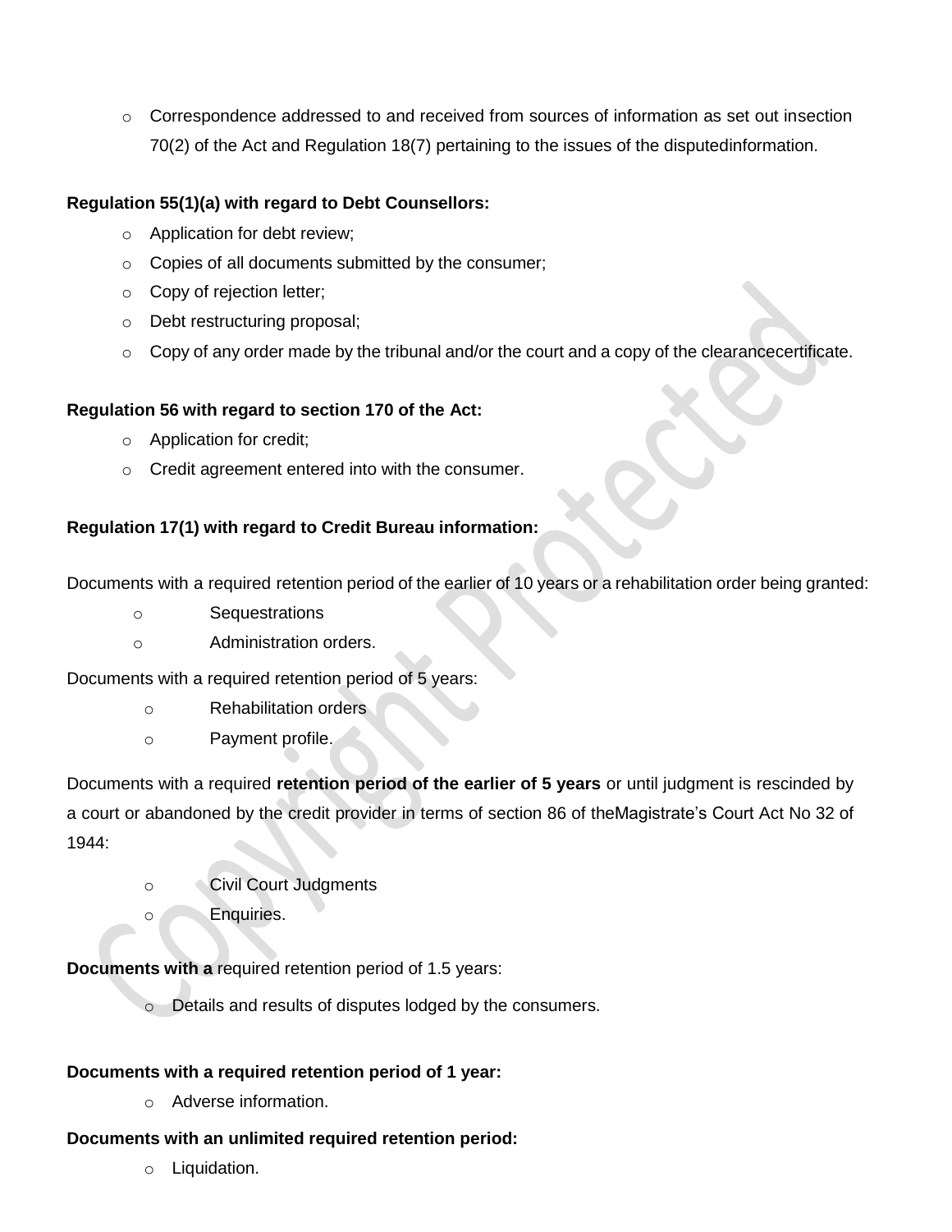- Correspondence addressed to and received from sources of information as set out insection 70(2) of the Act and Regulation 18(7) pertaining to the issues of the disputedinformation.

**Regulation 55(1)(a) with regard to Debt Counsellors:**

- Application for debt review;
- Copies of all documents submitted by the consumer;
- Copy of rejection letter;
- Debt restructuring proposal;
- Copy of any order made by the tribunal and/or the court and a copy of the clearancecertificate.

**Regulation 56 with regard to section 170 of the Act:**

- Application for credit;
- Credit agreement entered into with the consumer.

**Regulation 17(1) with regard to Credit Bureau information:**

Documents with a required retention period of the earlier of 10 years or a rehabilitation order being granted:

- Sequestrations
- Administration orders.

Documents with a required retention period of 5 years:

- Rehabilitation orders
- Payment profile.

Documents with a required **retention period of the earlier of 5 years** or until judgment is rescinded by a court or abandoned by the credit provider in terms of section 86 of theMagistrate's Court Act No 32 of 1944:

- Civil Court Judgments
- Enquiries.

**Documents with a** required retention period of 1.5 years:

- Details and results of disputes lodged by the consumers.

**Documents with a required retention period of 1 year:**

- Adverse information.

**Documents with an unlimited required retention period:**

- Liquidation.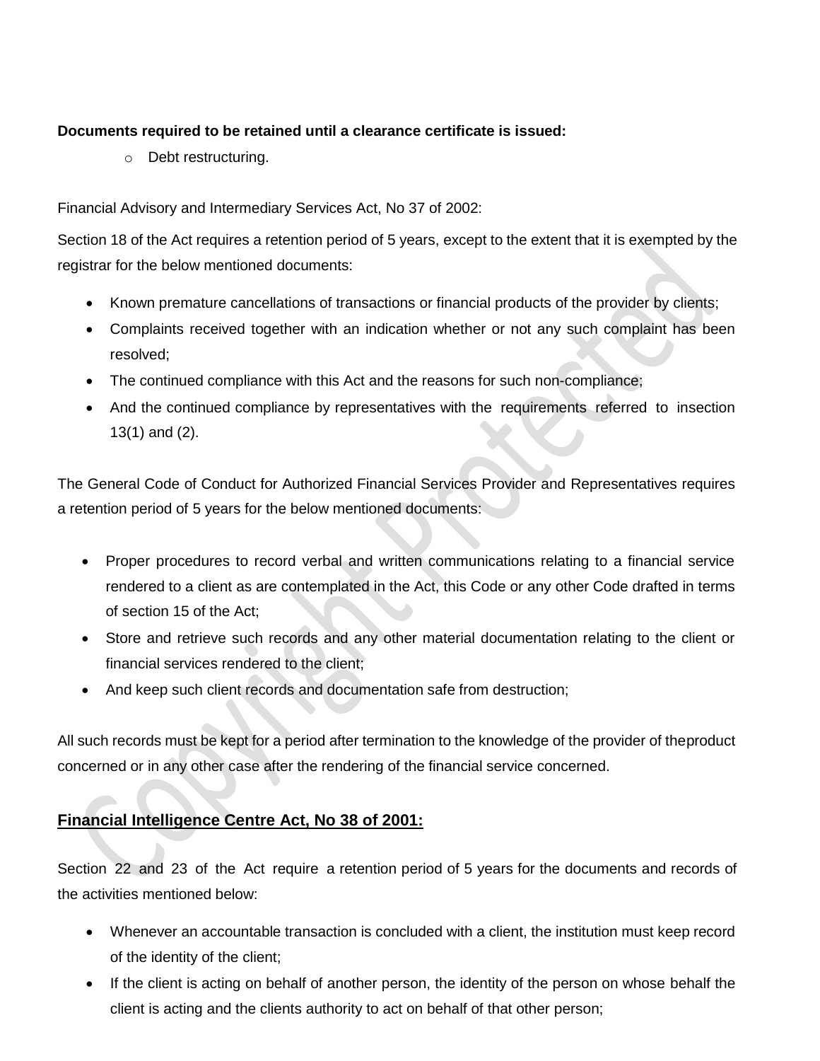**Documents required to be retained until a clearance certificate is issued:**

- Debt restructuring.

Financial Advisory and Intermediary Services Act, No 37 of 2002:

Section 18 of the Act requires a retention period of 5 years, except to the extent that it is exempted by the registrar for the below mentioned documents:

- Known premature cancellations of transactions or financial products of the provider by clients;
- Complaints received together with an indication whether or not any such complaint has been resolved;
- The continued compliance with this Act and the reasons for such non-compliance;
- And the continued compliance by representatives with the requirements referred to insection 13(1) and (2).

The General Code of Conduct for Authorized Financial Services Provider and Representatives requires a retention period of 5 years for the below mentioned documents:

- Proper procedures to record verbal and written communications relating to a financial service rendered to a client as are contemplated in the Act, this Code or any other Code drafted in terms of section 15 of the Act;
- Store and retrieve such records and any other material documentation relating to the client or financial services rendered to the client;
- And keep such client records and documentation safe from destruction;

All such records must be kept for a period after termination to the knowledge of the provider of theproduct concerned or in any other case after the rendering of the financial service concerned.

**Financial Intelligence Centre Act, No 38 of 2001:**

Section 22 and 23 of the Act require a retention period of 5 years for the documents and records of the activities mentioned below:

- Whenever an accountable transaction is concluded with a client, the institution must keep record of the identity of the client;
- If the client is acting on behalf of another person, the identity of the person on whose behalf the client is acting and the clients authority to act on behalf of that other person;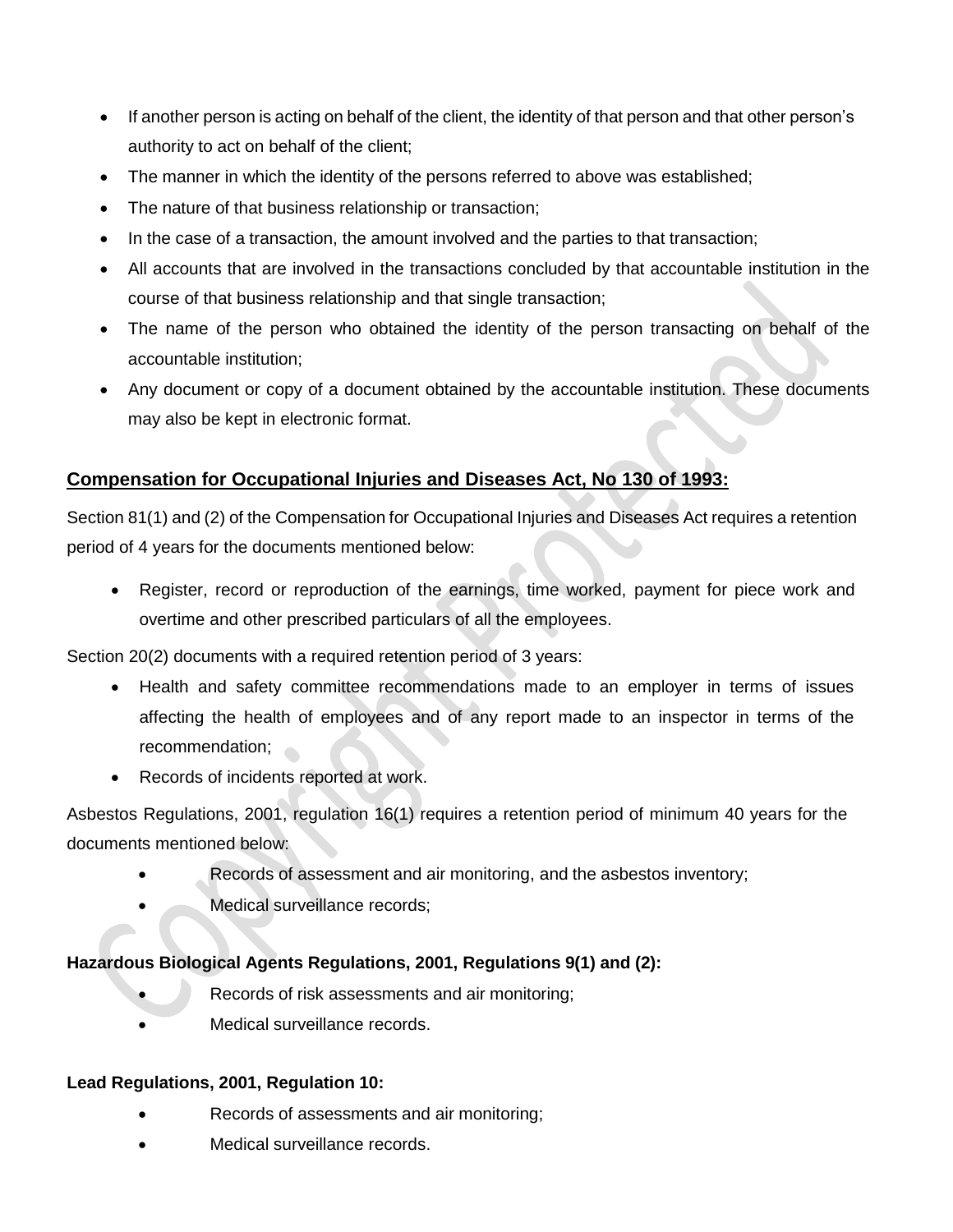- If another person is acting on behalf of the client, the identity of that person and that other person's authority to act on behalf of the client;
- The manner in which the identity of the persons referred to above was established;
- The nature of that business relationship or transaction;
- In the case of a transaction, the amount involved and the parties to that transaction;
- All accounts that are involved in the transactions concluded by that accountable institution in the course of that business relationship and that single transaction;
- The name of the person who obtained the identity of the person transacting on behalf of the accountable institution;
- Any document or copy of a document obtained by the accountable institution. These documents may also be kept in electronic format.

## Compensation for Occupational Injuries and Diseases Act, No 130 of 1993:

Section 81(1) and (2) of the Compensation for Occupational Injuries and Diseases Act requires a retention period of 4 years for the documents mentioned below:

- Register, record or reproduction of the earnings, time worked, payment for piece work and overtime and other prescribed particulars of all the employees.

Section 20(2) documents with a required retention period of 3 years:

- Health and safety committee recommendations made to an employer in terms of issues affecting the health of employees and of any report made to an inspector in terms of the recommendation;
- Records of incidents reported at work.

Asbestos Regulations, 2001, regulation 16(1) requires a retention period of minimum 40 years for the documents mentioned below:

- Records of assessment and air monitoring, and the asbestos inventory;
- Medical surveillance records;

**Hazardous Biological Agents Regulations, 2001, Regulations 9(1) and (2):**

- Records of risk assessments and air monitoring;
- Medical surveillance records.

**Lead Regulations, 2001, Regulation 10:**

- Records of assessments and air monitoring;
- Medical surveillance records.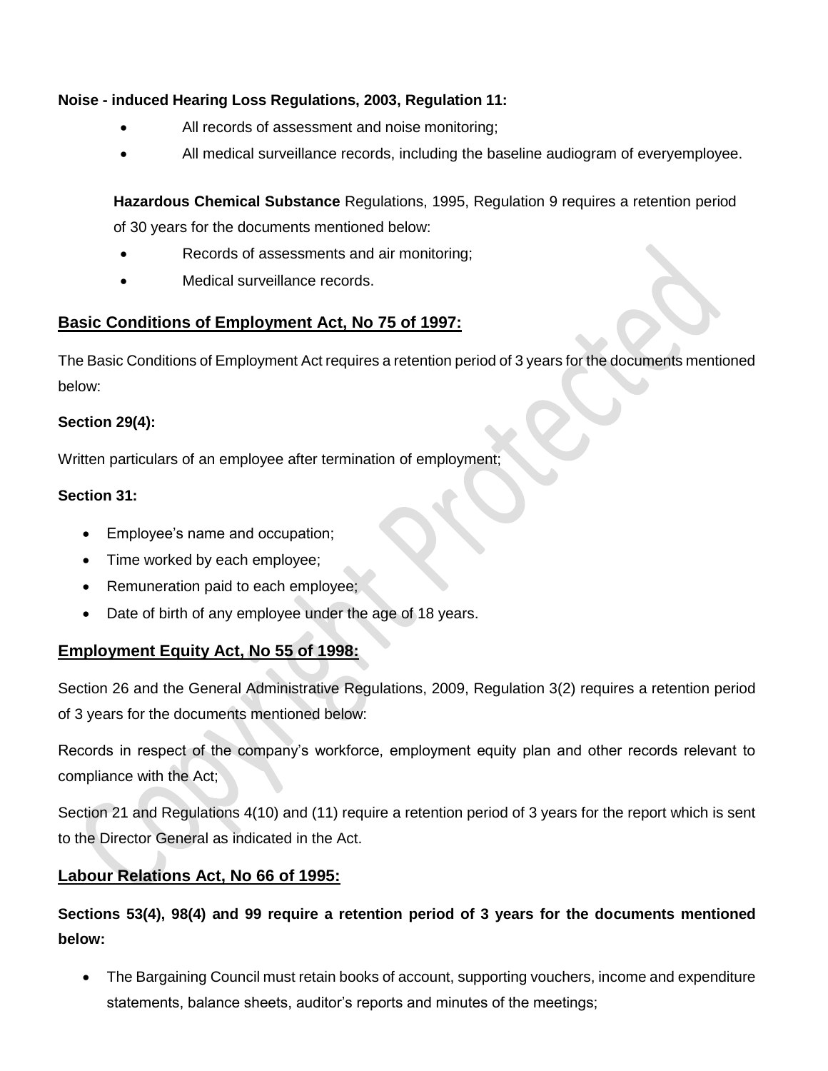**Noise - induced Hearing Loss Regulations, 2003, Regulation 11:**

- All records of assessment and noise monitoring;
- All medical surveillance records, including the baseline audiogram of everyemployee.

**Hazardous Chemical Substance** Regulations, 1995, Regulation 9 requires a retention period of 30 years for the documents mentioned below:

- Records of assessments and air monitoring;
- Medical surveillance records.

## Basic Conditions of Employment Act, No 75 of 1997:

The Basic Conditions of Employment Act requires a retention period of 3 years for the documents mentioned below:

**Section 29(4):**

Written particulars of an employee after termination of employment;

**Section 31:**

- Employee's name and occupation;
- Time worked by each employee;
- Remuneration paid to each employee;
- Date of birth of any employee under the age of 18 years.

## Employment Equity Act, No 55 of 1998:

Section 26 and the General Administrative Regulations, 2009, Regulation 3(2) requires a retention period of 3 years for the documents mentioned below:

Records in respect of the company's workforce, employment equity plan and other records relevant to compliance with the Act;

Section 21 and Regulations 4(10) and (11) require a retention period of 3 years for the report which is sent to the Director General as indicated in the Act.

## Labour Relations Act, No 66 of 1995:

**Sections 53(4), 98(4) and 99 require a retention period of 3 years for the documents mentioned below:**

- The Bargaining Council must retain books of account, supporting vouchers, income and expenditure statements, balance sheets, auditor's reports and minutes of the meetings;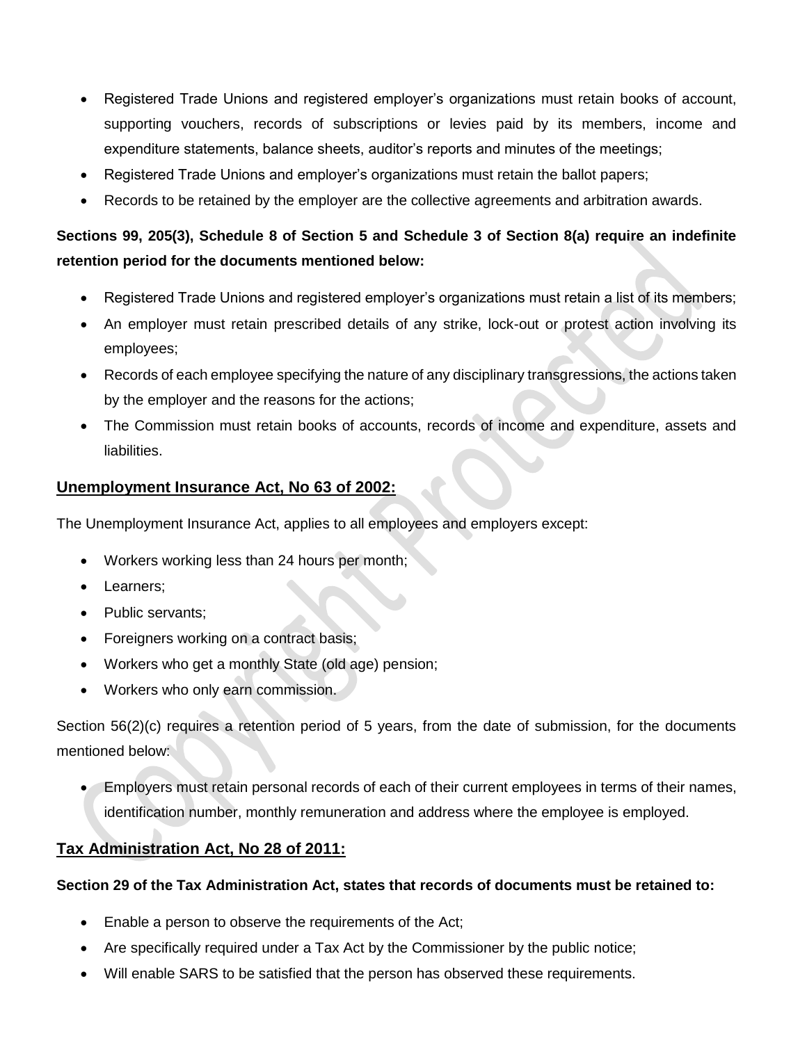- Registered Trade Unions and registered employer's organizations must retain books of account, supporting vouchers, records of subscriptions or levies paid by its members, income and expenditure statements, balance sheets, auditor's reports and minutes of the meetings;
- Registered Trade Unions and employer's organizations must retain the ballot papers;
- Records to be retained by the employer are the collective agreements and arbitration awards.

**Sections 99, 205(3), Schedule 8 of Section 5 and Schedule 3 of Section 8(a) require an indefinite retention period for the documents mentioned below:**

- Registered Trade Unions and registered employer's organizations must retain a list of its members;
- An employer must retain prescribed details of any strike, lock-out or protest action involving its employees;
- Records of each employee specifying the nature of any disciplinary transgressions, the actions taken by the employer and the reasons for the actions;
- The Commission must retain books of accounts, records of income and expenditure, assets and liabilities.

## Unemployment Insurance Act, No 63 of 2002:

The Unemployment Insurance Act, applies to all employees and employers except:

- Workers working less than 24 hours per month;
- Learners;
- Public servants;
- Foreigners working on a contract basis;
- Workers who get a monthly State (old age) pension;
- Workers who only earn commission.

Section 56(2)(c) requires a retention period of 5 years, from the date of submission, for the documents mentioned below:

- Employers must retain personal records of each of their current employees in terms of their names, identification number, monthly remuneration and address where the employee is employed.

## Tax Administration Act, No 28 of 2011:

**Section 29 of the Tax Administration Act, states that records of documents must be retained to:**

- Enable a person to observe the requirements of the Act;
- Are specifically required under a Tax Act by the Commissioner by the public notice;
- Will enable SARS to be satisfied that the person has observed these requirements.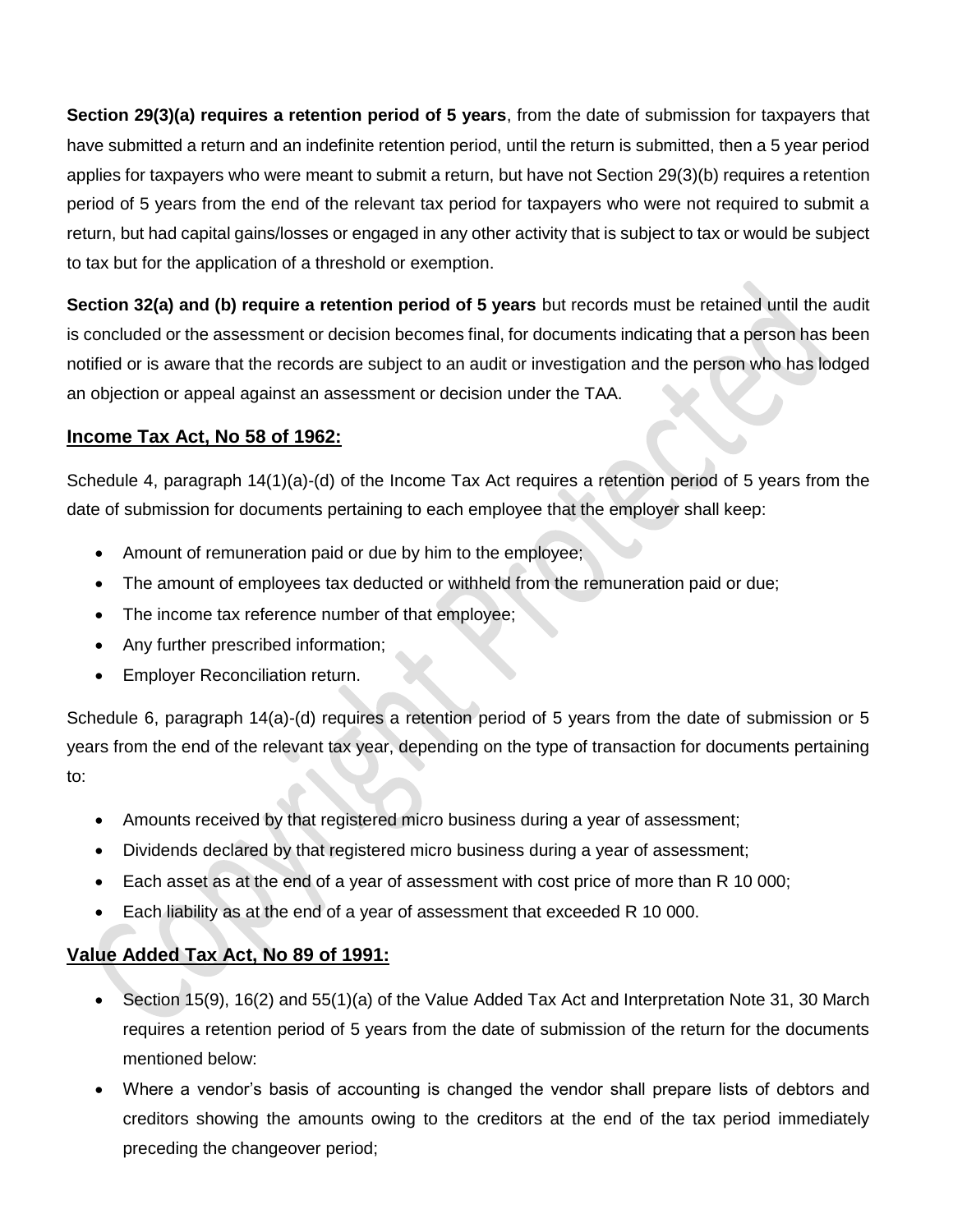**Section 29(3)(a) requires a retention period of 5 years**, from the date of submission for taxpayers that have submitted a return and an indefinite retention period, until the return is submitted, then a 5 year period applies for taxpayers who were meant to submit a return, but have not Section 29(3)(b) requires a retention period of 5 years from the end of the relevant tax period for taxpayers who were not required to submit a return, but had capital gains/losses or engaged in any other activity that is subject to tax or would be subject to tax but for the application of a threshold or exemption.

**Section 32(a) and (b) require a retention period of 5 years** but records must be retained until the audit is concluded or the assessment or decision becomes final, for documents indicating that a person has been notified or is aware that the records are subject to an audit or investigation and the person who has lodged an objection or appeal against an assessment or decision under the TAA.

## Income Tax Act, No 58 of 1962:

Schedule 4, paragraph 14(1)(a)-(d) of the Income Tax Act requires a retention period of 5 years from the date of submission for documents pertaining to each employee that the employer shall keep:

- Amount of remuneration paid or due by him to the employee;
- The amount of employees tax deducted or withheld from the remuneration paid or due;
- The income tax reference number of that employee;
- Any further prescribed information;
- Employer Reconciliation return.

Schedule 6, paragraph 14(a)-(d) requires a retention period of 5 years from the date of submission or 5 years from the end of the relevant tax year, depending on the type of transaction for documents pertaining to:

- Amounts received by that registered micro business during a year of assessment;
- Dividends declared by that registered micro business during a year of assessment;
- Each asset as at the end of a year of assessment with cost price of more than R 10 000;
- Each liability as at the end of a year of assessment that exceeded R 10 000.

## Value Added Tax Act, No 89 of 1991:

- Section 15(9), 16(2) and 55(1)(a) of the Value Added Tax Act and Interpretation Note 31, 30 March requires a retention period of 5 years from the date of submission of the return for the documents mentioned below:
- Where a vendor's basis of accounting is changed the vendor shall prepare lists of debtors and creditors showing the amounts owing to the creditors at the end of the tax period immediately preceding the changeover period;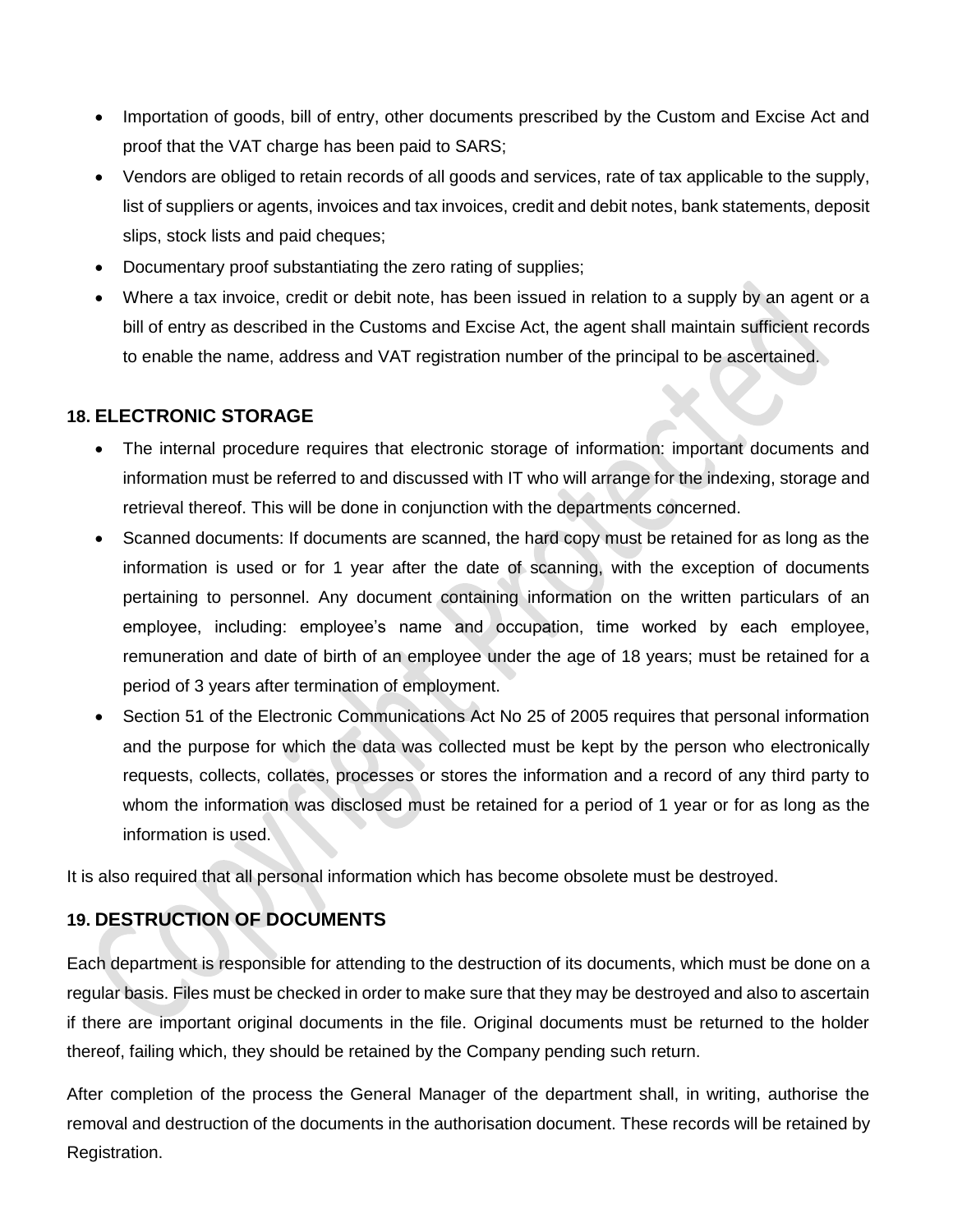- Importation of goods, bill of entry, other documents prescribed by the Custom and Excise Act and proof that the VAT charge has been paid to SARS;
- Vendors are obliged to retain records of all goods and services, rate of tax applicable to the supply, list of suppliers or agents, invoices and tax invoices, credit and debit notes, bank statements, deposit slips, stock lists and paid cheques;
- Documentary proof substantiating the zero rating of supplies;
- Where a tax invoice, credit or debit note, has been issued in relation to a supply by an agent or a bill of entry as described in the Customs and Excise Act, the agent shall maintain sufficient records to enable the name, address and VAT registration number of the principal to be ascertained.

## 18. ELECTRONIC STORAGE

- The internal procedure requires that electronic storage of information: important documents and information must be referred to and discussed with IT who will arrange for the indexing, storage and retrieval thereof. This will be done in conjunction with the departments concerned.
- Scanned documents: If documents are scanned, the hard copy must be retained for as long as the information is used or for 1 year after the date of scanning, with the exception of documents pertaining to personnel. Any document containing information on the written particulars of an employee, including: employee's name and occupation, time worked by each employee, remuneration and date of birth of an employee under the age of 18 years; must be retained for a period of 3 years after termination of employment.
- Section 51 of the Electronic Communications Act No 25 of 2005 requires that personal information and the purpose for which the data was collected must be kept by the person who electronically requests, collects, collates, processes or stores the information and a record of any third party to whom the information was disclosed must be retained for a period of 1 year or for as long as the information is used.

It is also required that all personal information which has become obsolete must be destroyed.

## 19. DESTRUCTION OF DOCUMENTS

Each department is responsible for attending to the destruction of its documents, which must be done on a regular basis. Files must be checked in order to make sure that they may be destroyed and also to ascertain if there are important original documents in the file. Original documents must be returned to the holder thereof, failing which, they should be retained by the Company pending such return.

After completion of the process the General Manager of the department shall, in writing, authorise the removal and destruction of the documents in the authorisation document. These records will be retained by Registration.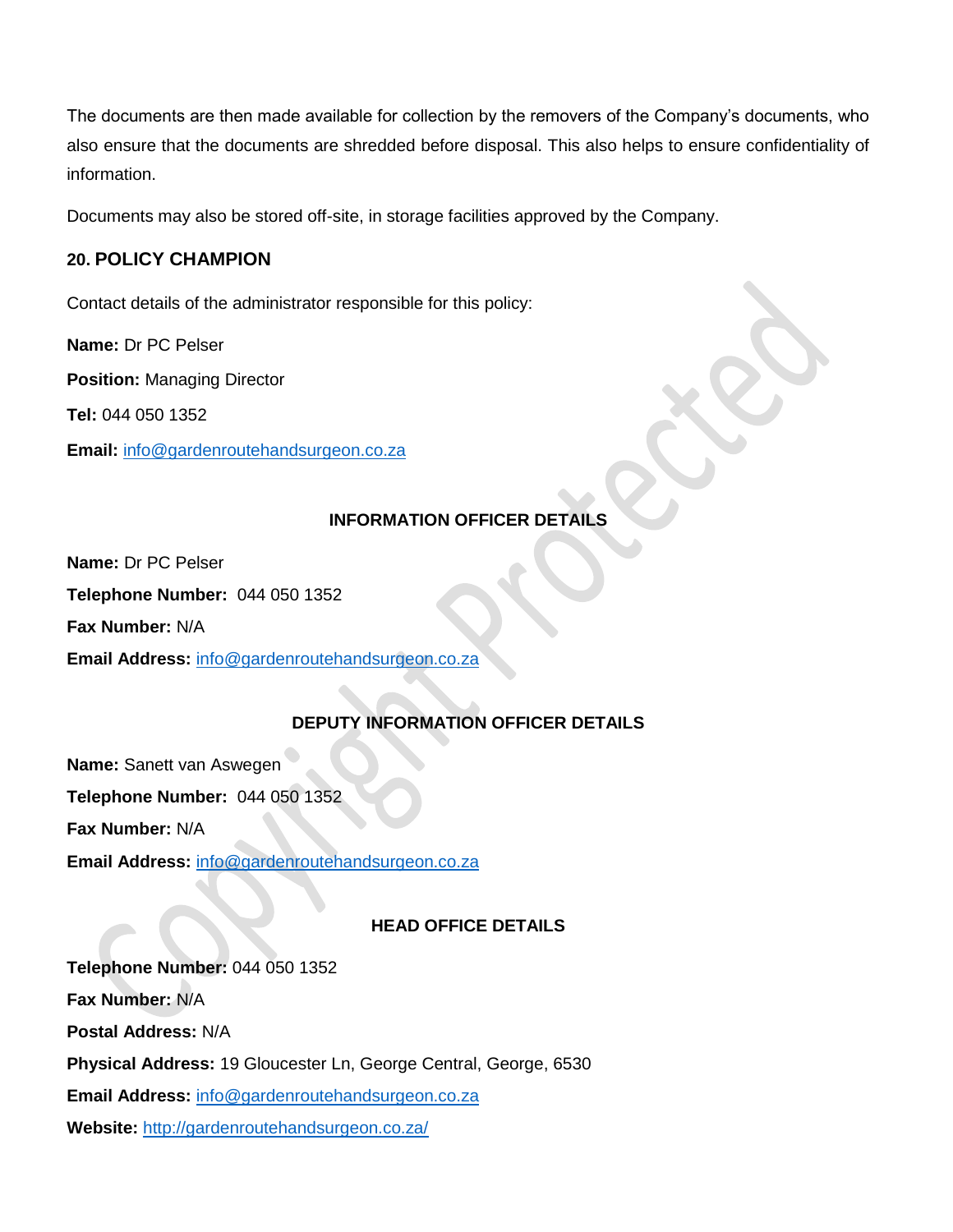The documents are then made available for collection by the removers of the Company's documents, who also ensure that the documents are shredded before disposal. This also helps to ensure confidentiality of information.

Documents may also be stored off-site, in storage facilities approved by the Company.

## 20. POLICY CHAMPION

Contact details of the administrator responsible for this policy:

**Name:** Dr PC Pelser

**Position:** Managing Director

**Tel:** 044 050 1352

**Email:** info@gardenroutehandsurgeon.co.za

### INFORMATION OFFICER DETAILS

**Name:** Dr PC Pelser

**Telephone Number:** 044 050 1352

**Fax Number:** N/A

**Email Address:** info@gardenroutehandsurgeon.co.za

### DEPUTY INFORMATION OFFICER DETAILS

**Name:** Sanett van Aswegen

**Telephone Number:** 044 050 1352

**Fax Number:** N/A

**Email Address:** info@gardenroutehandsurgeon.co.za

### HEAD OFFICE DETAILS

**Telephone Number:** 044 050 1352

**Fax Number:** N/A

**Postal Address:** N/A

**Physical Address:** 19 Gloucester Ln, George Central, George, 6530

**Email Address:** info@gardenroutehandsurgeon.co.za

**Website:** http://gardenroutehandsurgeon.co.za/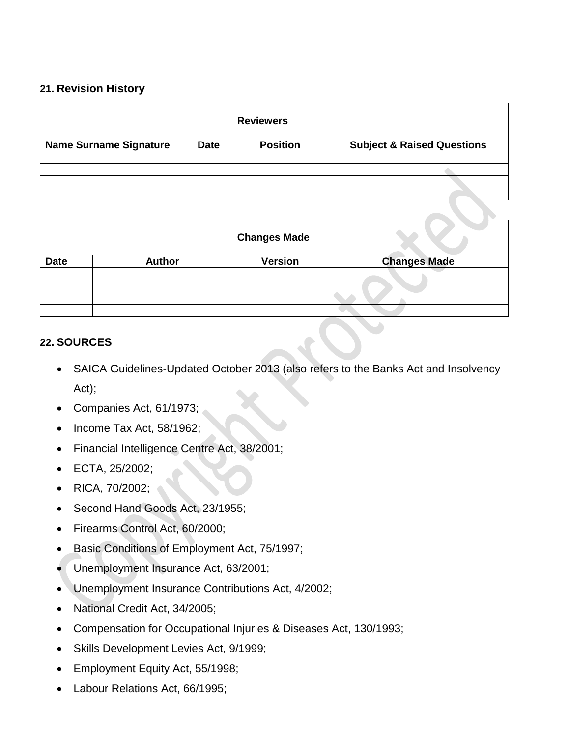## 21. Revision History

| Reviewers | | | |
|---|---|---|---|
| **Name Surname Signature** | **Date** | **Position** | **Subject & Raised Questions** |
| | | | |
| | | | |
| | | | |
| | | | |

| Changes Made | | | |
|---|---|---|---|
| **Date** | **Author** | **Version** | **Changes Made** |
| | | | |
| | | | |
| | | | |
| | | | |

## 22. SOURCES

- SAICA Guidelines-Updated October 2013 (also refers to the Banks Act and Insolvency Act);
- Companies Act, 61/1973;
- Income Tax Act, 58/1962;
- Financial Intelligence Centre Act, 38/2001;
- ECTA, 25/2002;
- RICA, 70/2002;
- Second Hand Goods Act, 23/1955;
- Firearms Control Act, 60/2000;
- Basic Conditions of Employment Act, 75/1997;
- Unemployment Insurance Act, 63/2001;
- Unemployment Insurance Contributions Act, 4/2002;
- National Credit Act, 34/2005;
- Compensation for Occupational Injuries & Diseases Act, 130/1993;
- Skills Development Levies Act, 9/1999;
- Employment Equity Act, 55/1998;
- Labour Relations Act, 66/1995;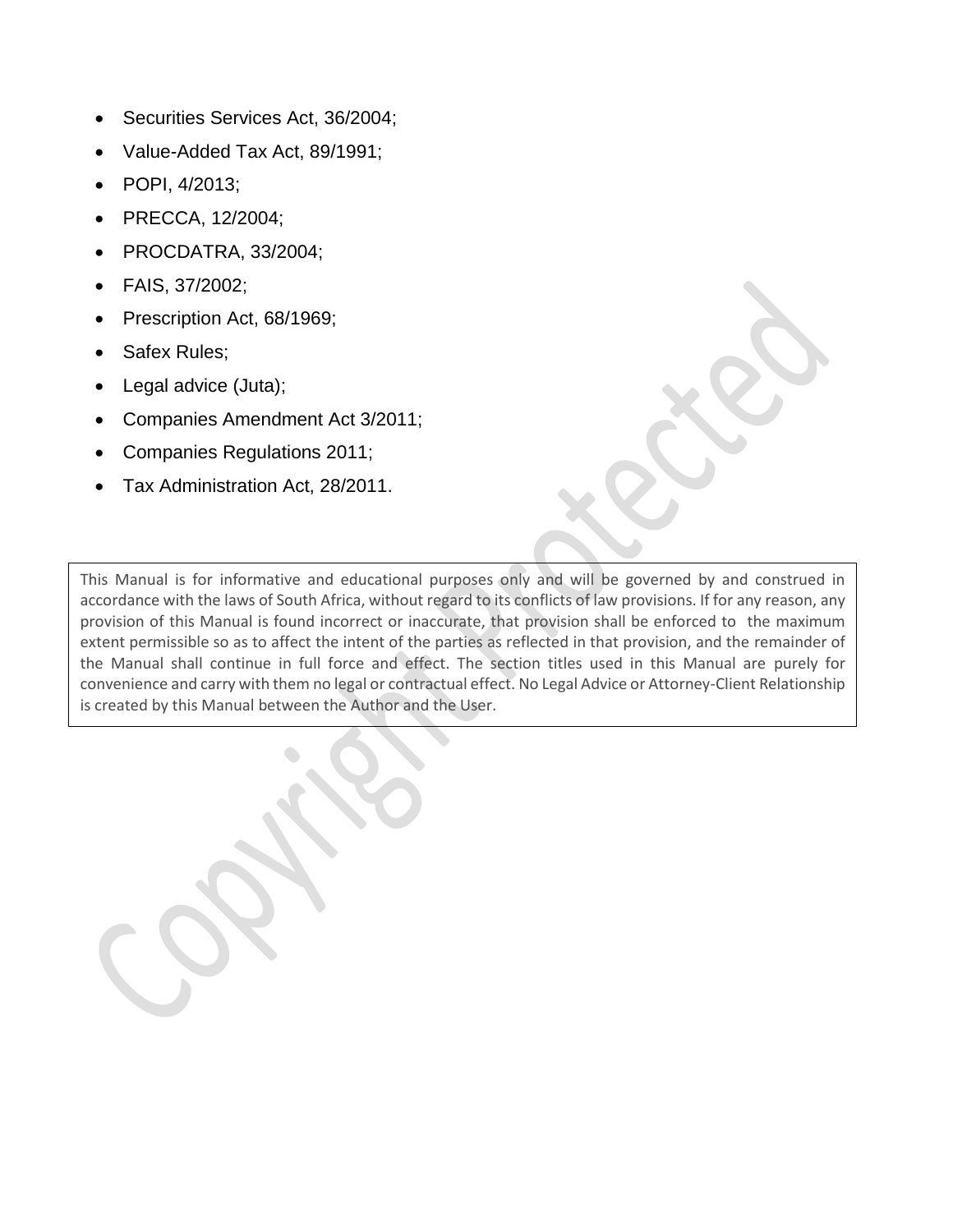- Securities Services Act, 36/2004;
- Value-Added Tax Act, 89/1991;
- POPI, 4/2013;
- PRECCA, 12/2004;
- PROCDATRA, 33/2004;
- FAIS, 37/2002;
- Prescription Act, 68/1969;
- Safex Rules;
- Legal advice (Juta);
- Companies Amendment Act 3/2011;
- Companies Regulations 2011;
- Tax Administration Act, 28/2011.

This Manual is for informative and educational purposes only and will be governed by and construed in accordance with the laws of South Africa, without regard to its conflicts of law provisions. If for any reason, any provision of this Manual is found incorrect or inaccurate, that provision shall be enforced to the maximum extent permissible so as to affect the intent of the parties as reflected in that provision, and the remainder of the Manual shall continue in full force and effect. The section titles used in this Manual are purely for convenience and carry with them no legal or contractual effect. No Legal Advice or Attorney-Client Relationship is created by this Manual between the Author and the User.